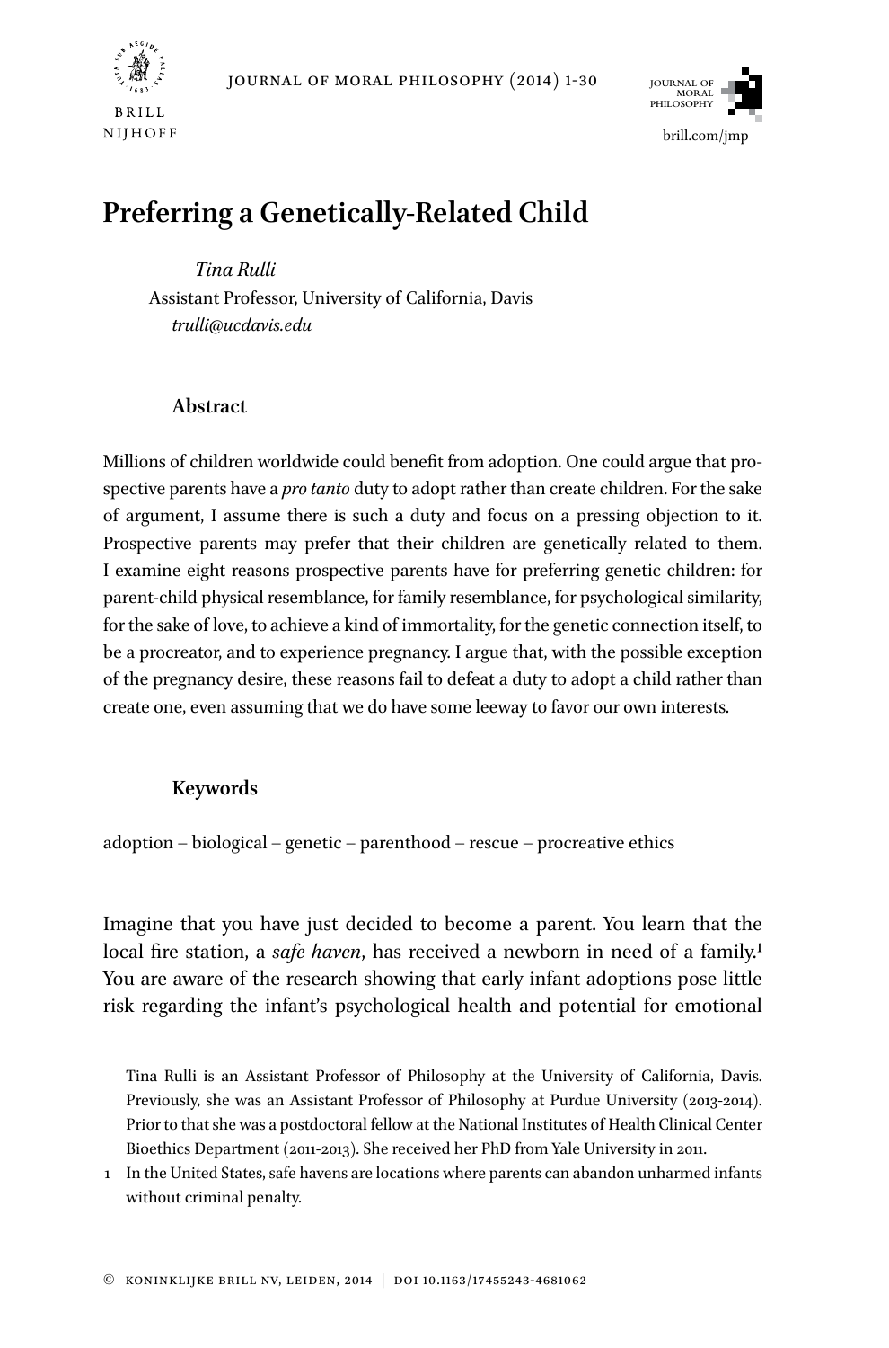# Preferring a Genetically-Related Child

*Tina Rulli*
Assistant Professor, University of California, Davis
*trulli@ucdavis.edu*

### Abstract

Millions of children worldwide could benefit from adoption. One could argue that prospective parents have a *pro tanto* duty to adopt rather than create children. For the sake of argument, I assume there is such a duty and focus on a pressing objection to it. Prospective parents may prefer that their children are genetically related to them. I examine eight reasons prospective parents have for preferring genetic children: for parent-child physical resemblance, for family resemblance, for psychological similarity, for the sake of love, to achieve a kind of immortality, for the genetic connection itself, to be a procreator, and to experience pregnancy. I argue that, with the possible exception of the pregnancy desire, these reasons fail to defeat a duty to adopt a child rather than create one, even assuming that we do have some leeway to favor our own interests.

### Keywords

adoption – biological – genetic – parenthood – rescue – procreative ethics

Imagine that you have just decided to become a parent. You learn that the local fire station, a *safe haven*, has received a newborn in need of a family.[1] You are aware of the research showing that early infant adoptions pose little risk regarding the infant's psychological health and potential for emotional

---

Tina Rulli is an Assistant Professor of Philosophy at the University of California, Davis. Previously, she was an Assistant Professor of Philosophy at Purdue University (2013-2014). Prior to that she was a postdoctoral fellow at the National Institutes of Health Clinical Center Bioethics Department (2011-2013). She received her PhD from Yale University in 2011.

1 In the United States, safe havens are locations where parents can abandon unharmed infants without criminal penalty.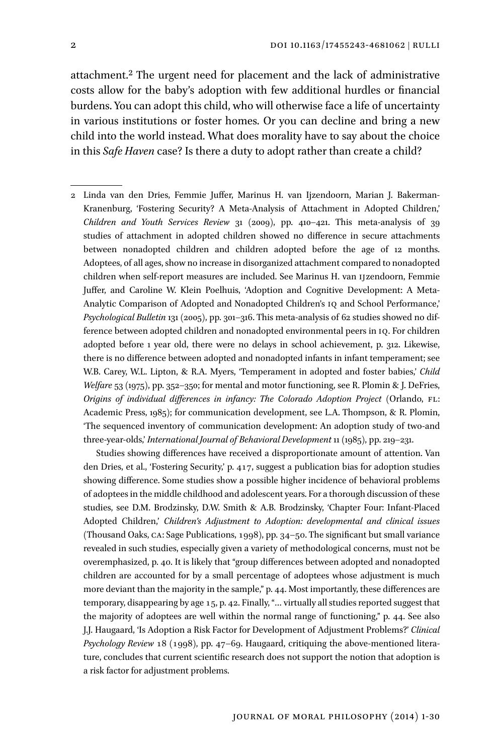attachment.[2] The urgent need for placement and the lack of administrative costs allow for the baby's adoption with few additional hurdles or financial burdens. You can adopt this child, who will otherwise face a life of uncertainty in various institutions or foster homes. Or you can decline and bring a new child into the world instead. What does morality have to say about the choice in this *Safe Haven* case? Is there a duty to adopt rather than create a child?

---

2 Linda van den Dries, Femmie Juffer, Marinus H. van Ijzendoorn, Marian J. Bakerman-Kranenburg, 'Fostering Security? A Meta-Analysis of Attachment in Adopted Children,' *Children and Youth Services Review* 31 (2009), pp. 410–421. This meta-analysis of 39 studies of attachment in adopted children showed no difference in secure attachments between nonadopted children and children adopted before the age of 12 months. Adoptees, of all ages, show no increase in disorganized attachment compared to nonadopted children when self-report measures are included. See Marinus H. van IJzendoorn, Femmie Juffer, and Caroline W. Klein Poelhuis, 'Adoption and Cognitive Development: A Meta-Analytic Comparison of Adopted and Nonadopted Children's IQ and School Performance,' *Psychological Bulletin* 131 (2005), pp. 301–316. This meta-analysis of 62 studies showed no difference between adopted children and nonadopted environmental peers in IQ. For children adopted before 1 year old, there were no delays in school achievement, p. 312. Likewise, there is no difference between adopted and nonadopted infants in infant temperament; see W.B. Carey, W.L. Lipton, & R.A. Myers, 'Temperament in adopted and foster babies,' *Child Welfare* 53 (1975), pp. 352–350; for mental and motor functioning, see R. Plomin & J. DeFries, *Origins of individual differences in infancy: The Colorado Adoption Project* (Orlando, FL: Academic Press, 1985); for communication development, see L.A. Thompson, & R. Plomin, 'The sequenced inventory of communication development: An adoption study of two-and three-year-olds,' *International Journal of Behavioral Development* 11 (1985), pp. 219–231.

Studies showing differences have received a disproportionate amount of attention. Van den Dries, et al., 'Fostering Security,' p. 417, suggest a publication bias for adoption studies showing difference. Some studies show a possible higher incidence of behavioral problems of adoptees in the middle childhood and adolescent years. For a thorough discussion of these studies, see D.M. Brodzinsky, D.W. Smith & A.B. Brodzinsky, 'Chapter Four: Infant-Placed Adopted Children,' *Children's Adjustment to Adoption: developmental and clinical issues* (Thousand Oaks, CA: Sage Publications, 1998), pp. 34–50. The significant but small variance revealed in such studies, especially given a variety of methodological concerns, must not be overemphasized, p. 40. It is likely that "group differences between adopted and nonadopted children are accounted for by a small percentage of adoptees whose adjustment is much more deviant than the majority in the sample," p. 44. Most importantly, these differences are temporary, disappearing by age 15, p. 42. Finally, "… virtually all studies reported suggest that the majority of adoptees are well within the normal range of functioning," p. 44. See also J.J. Haugaard, 'Is Adoption a Risk Factor for Development of Adjustment Problems?' *Clinical Psychology Review* 18 (1998), pp. 47–69. Haugaard, critiquing the above-mentioned literature, concludes that current scientific research does not support the notion that adoption is a risk factor for adjustment problems.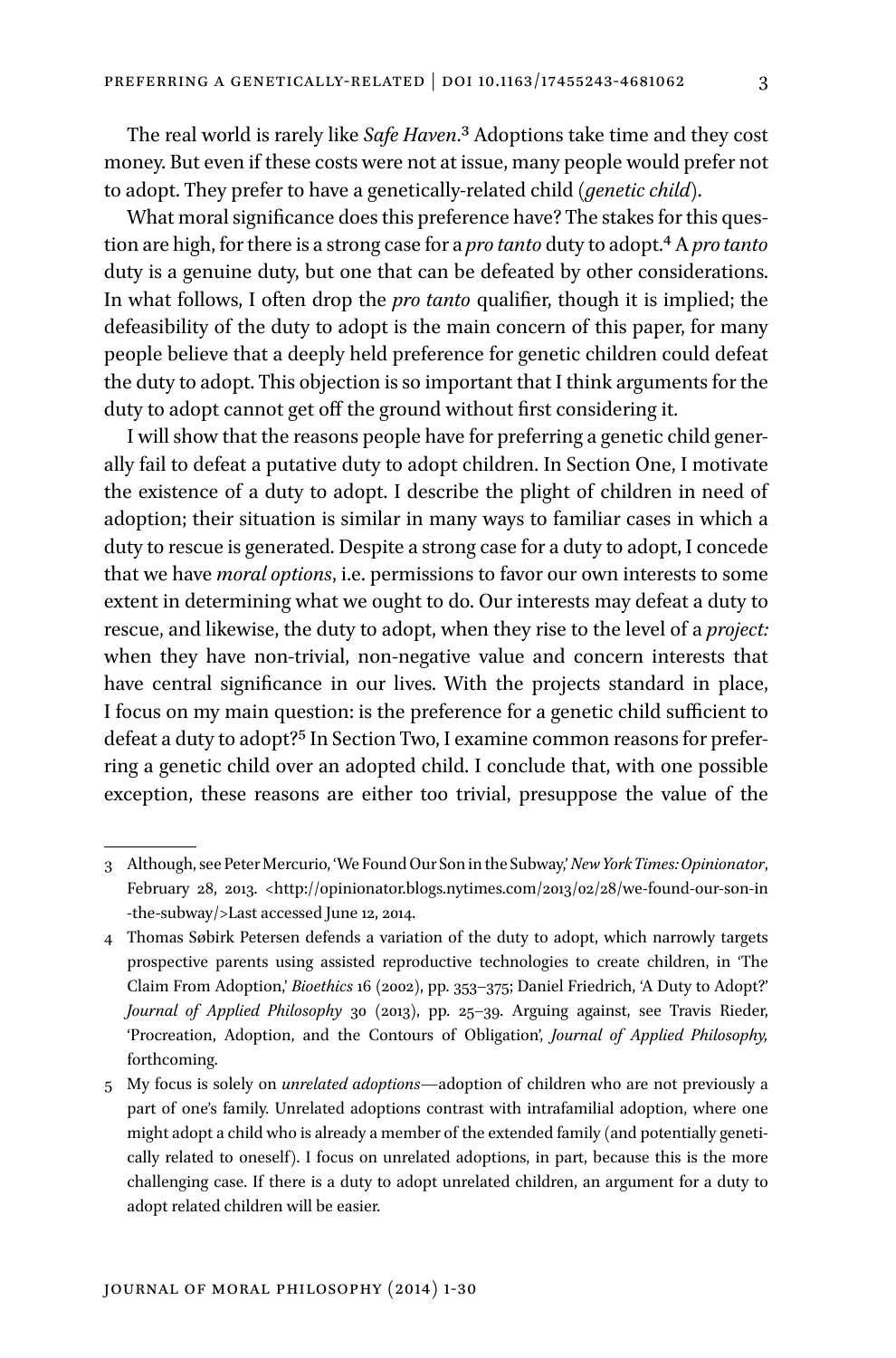The real world is rarely like *Safe Haven*.[3] Adoptions take time and they cost money. But even if these costs were not at issue, many people would prefer not to adopt. They prefer to have a genetically-related child (*genetic child*).

What moral significance does this preference have? The stakes for this question are high, for there is a strong case for a *pro tanto* duty to adopt.[4] A *pro tanto* duty is a genuine duty, but one that can be defeated by other considerations. In what follows, I often drop the *pro tanto* qualifier, though it is implied; the defeasibility of the duty to adopt is the main concern of this paper, for many people believe that a deeply held preference for genetic children could defeat the duty to adopt. This objection is so important that I think arguments for the duty to adopt cannot get off the ground without first considering it.

I will show that the reasons people have for preferring a genetic child generally fail to defeat a putative duty to adopt children. In Section One, I motivate the existence of a duty to adopt. I describe the plight of children in need of adoption; their situation is similar in many ways to familiar cases in which a duty to rescue is generated. Despite a strong case for a duty to adopt, I concede that we have *moral options*, i.e. permissions to favor our own interests to some extent in determining what we ought to do. Our interests may defeat a duty to rescue, and likewise, the duty to adopt, when they rise to the level of a *project:* when they have non-trivial, non-negative value and concern interests that have central significance in our lives. With the projects standard in place, I focus on my main question: is the preference for a genetic child sufficient to defeat a duty to adopt?[5] In Section Two, I examine common reasons for preferring a genetic child over an adopted child. I conclude that, with one possible exception, these reasons are either too trivial, presuppose the value of the

---

3 Although, see Peter Mercurio, 'We Found Our Son in the Subway,' *New York Times: Opinionator*, February 28, 2013. <http://opinionator.blogs.nytimes.com/2013/02/28/we-found-our-son-in-the-subway/>Last accessed June 12, 2014.

4 Thomas Søbirk Petersen defends a variation of the duty to adopt, which narrowly targets prospective parents using assisted reproductive technologies to create children, in 'The Claim From Adoption,' *Bioethics* 16 (2002), pp. 353–375; Daniel Friedrich, 'A Duty to Adopt?' *Journal of Applied Philosophy* 30 (2013), pp. 25–39. Arguing against, see Travis Rieder, 'Procreation, Adoption, and the Contours of Obligation', *Journal of Applied Philosophy,* forthcoming.

5 My focus is solely on *unrelated adoptions*—adoption of children who are not previously a part of one's family. Unrelated adoptions contrast with intrafamilial adoption, where one might adopt a child who is already a member of the extended family (and potentially genetically related to oneself). I focus on unrelated adoptions, in part, because this is the more challenging case. If there is a duty to adopt unrelated children, an argument for a duty to adopt related children will be easier.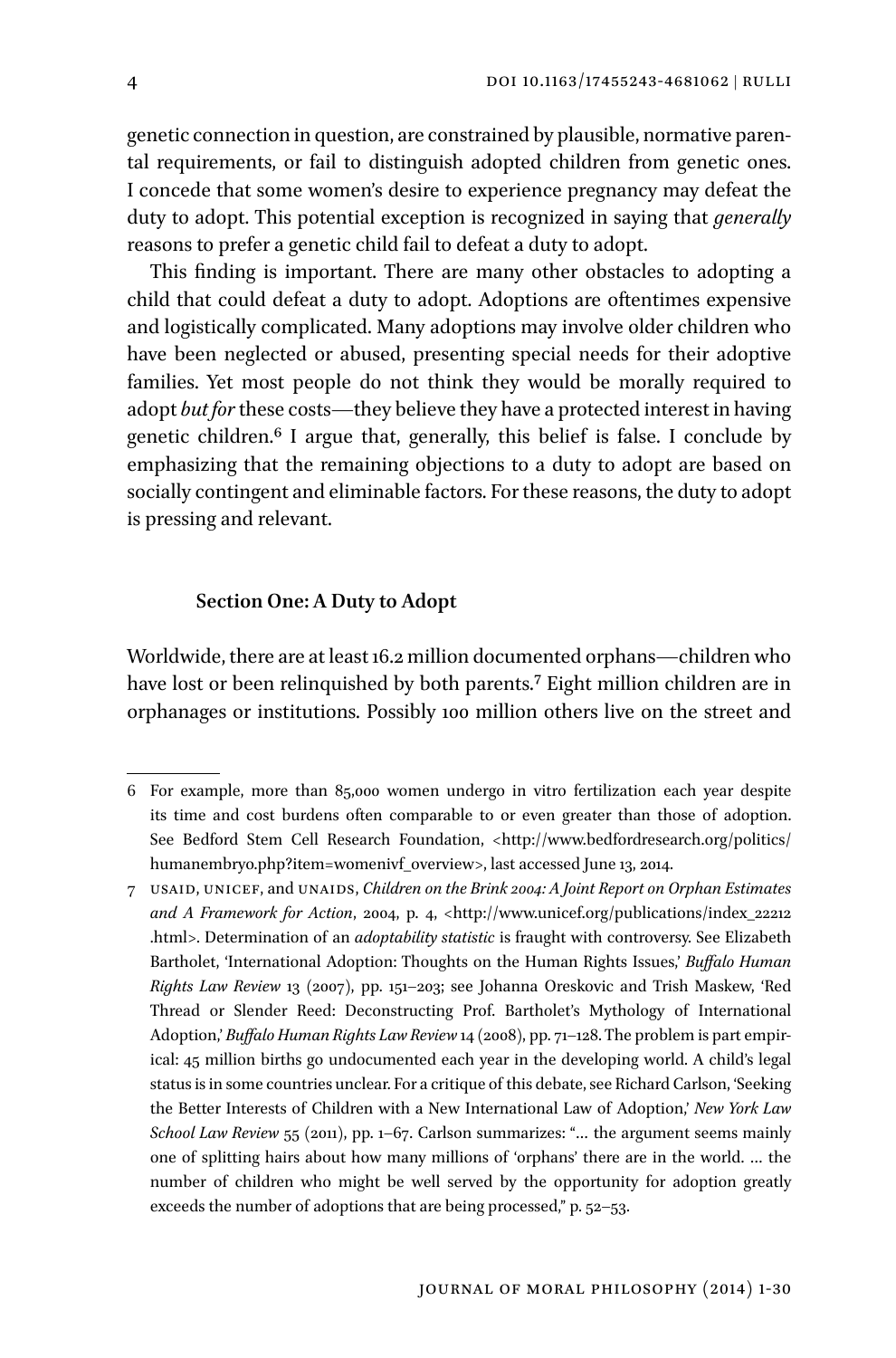genetic connection in question, are constrained by plausible, normative parental requirements, or fail to distinguish adopted children from genetic ones. I concede that some women's desire to experience pregnancy may defeat the duty to adopt. This potential exception is recognized in saying that *generally* reasons to prefer a genetic child fail to defeat a duty to adopt.

This finding is important. There are many other obstacles to adopting a child that could defeat a duty to adopt. Adoptions are oftentimes expensive and logistically complicated. Many adoptions may involve older children who have been neglected or abused, presenting special needs for their adoptive families. Yet most people do not think they would be morally required to adopt *but for* these costs—they believe they have a protected interest in having genetic children.[6] I argue that, generally, this belief is false. I conclude by emphasizing that the remaining objections to a duty to adopt are based on socially contingent and eliminable factors. For these reasons, the duty to adopt is pressing and relevant.

## Section One: A Duty to Adopt

Worldwide, there are at least 16.2 million documented orphans—children who have lost or been relinquished by both parents.[7] Eight million children are in orphanages or institutions. Possibly 100 million others live on the street and

---

6 For example, more than 85,000 women undergo in vitro fertilization each year despite its time and cost burdens often comparable to or even greater than those of adoption. See Bedford Stem Cell Research Foundation, <http://www.bedfordresearch.org/politics/humanembryo.php?item=womenivf_overview>, last accessed June 13, 2014.

7 USAID, UNICEF, and UNAIDS, *Children on the Brink 2004: A Joint Report on Orphan Estimates and A Framework for Action*, 2004, p. 4, <http://www.unicef.org/publications/index_22212.html>. Determination of an *adoptability statistic* is fraught with controversy. See Elizabeth Bartholet, 'International Adoption: Thoughts on the Human Rights Issues,' *Buffalo Human Rights Law Review* 13 (2007), pp. 151–203; see Johanna Oreskovic and Trish Maskew, 'Red Thread or Slender Reed: Deconstructing Prof. Bartholet's Mythology of International Adoption,' *Buffalo Human Rights Law Review* 14 (2008), pp. 71–128. The problem is part empirical: 45 million births go undocumented each year in the developing world. A child's legal status is in some countries unclear. For a critique of this debate, see Richard Carlson, 'Seeking the Better Interests of Children with a New International Law of Adoption,' *New York Law School Law Review* 55 (2011), pp. 1–67. Carlson summarizes: "… the argument seems mainly one of splitting hairs about how many millions of 'orphans' there are in the world. … the number of children who might be well served by the opportunity for adoption greatly exceeds the number of adoptions that are being processed," p. 52–53.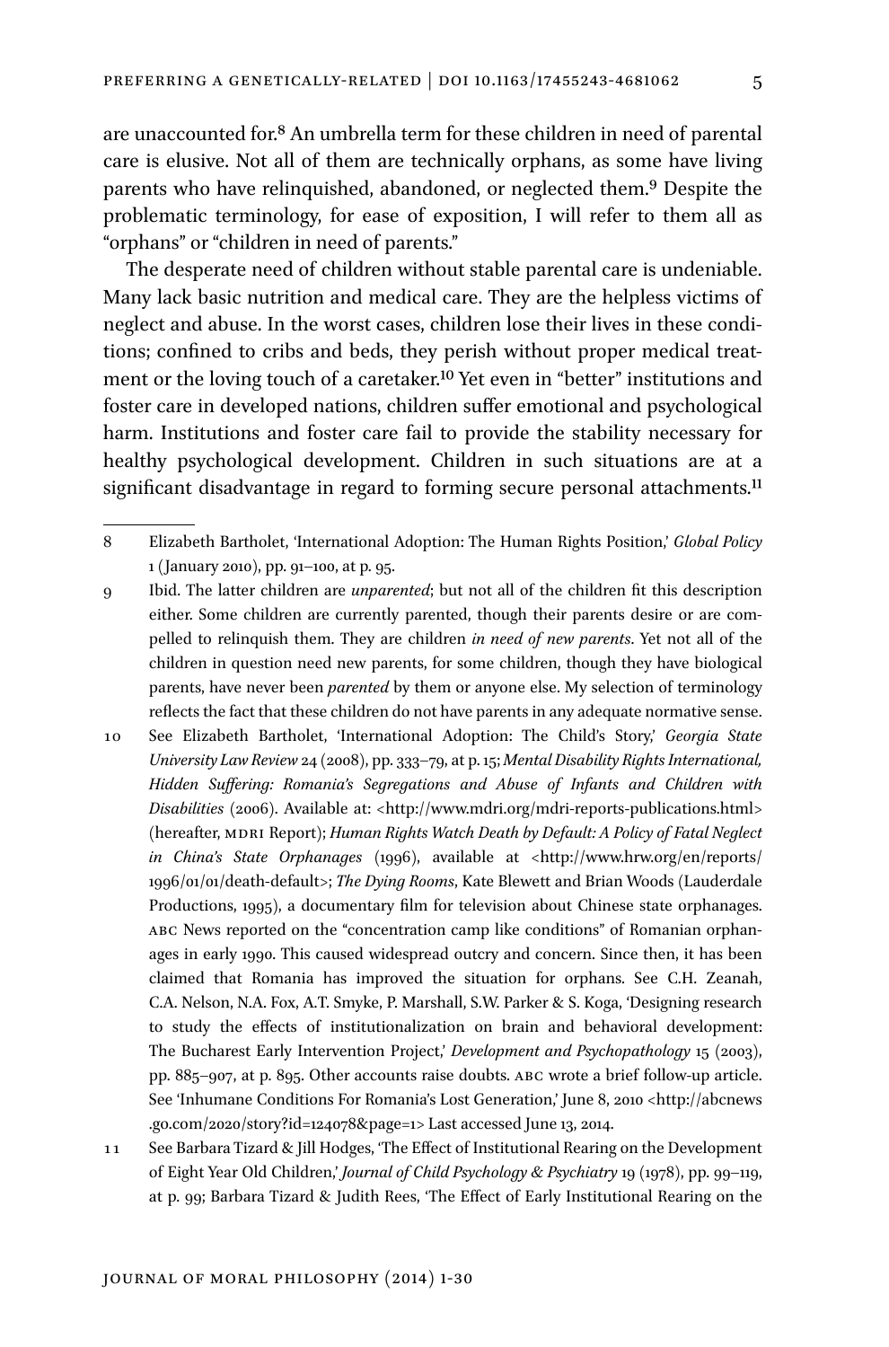are unaccounted for.[8] An umbrella term for these children in need of parental care is elusive. Not all of them are technically orphans, as some have living parents who have relinquished, abandoned, or neglected them.[9] Despite the problematic terminology, for ease of exposition, I will refer to them all as "orphans" or "children in need of parents."

The desperate need of children without stable parental care is undeniable. Many lack basic nutrition and medical care. They are the helpless victims of neglect and abuse. In the worst cases, children lose their lives in these conditions; confined to cribs and beds, they perish without proper medical treatment or the loving touch of a caretaker.[10] Yet even in "better" institutions and foster care in developed nations, children suffer emotional and psychological harm. Institutions and foster care fail to provide the stability necessary for healthy psychological development. Children in such situations are at a significant disadvantage in regard to forming secure personal attachments.[11]

---

8 Elizabeth Bartholet, 'International Adoption: The Human Rights Position,' *Global Policy* 1 (January 2010), pp. 91–100, at p. 95.

9 Ibid. The latter children are *unparented*; but not all of the children fit this description either. Some children are currently parented, though their parents desire or are compelled to relinquish them. They are children *in need of new parents*. Yet not all of the children in question need new parents, for some children, though they have biological parents, have never been *parented* by them or anyone else. My selection of terminology reflects the fact that these children do not have parents in any adequate normative sense.

10 See Elizabeth Bartholet, 'International Adoption: The Child's Story,' *Georgia State University Law Review* 24 (2008), pp. 333–79, at p. 15; *Mental Disability Rights International, Hidden Suffering: Romania's Segregations and Abuse of Infants and Children with Disabilities* (2006). Available at: <http://www.mdri.org/mdri-reports-publications.html> (hereafter, MDRI Report); *Human Rights Watch Death by Default: A Policy of Fatal Neglect in China's State Orphanages* (1996), available at <http://www.hrw.org/en/reports/1996/01/01/death-default>; *The Dying Rooms*, Kate Blewett and Brian Woods (Lauderdale Productions, 1995), a documentary film for television about Chinese state orphanages. ABC News reported on the "concentration camp like conditions" of Romanian orphanages in early 1990. This caused widespread outcry and concern. Since then, it has been claimed that Romania has improved the situation for orphans. See C.H. Zeanah, C.A. Nelson, N.A. Fox, A.T. Smyke, P. Marshall, S.W. Parker & S. Koga, 'Designing research to study the effects of institutionalization on brain and behavioral development: The Bucharest Early Intervention Project,' *Development and Psychopathology* 15 (2003), pp. 885–907, at p. 895. Other accounts raise doubts. ABC wrote a brief follow-up article. See 'Inhumane Conditions For Romania's Lost Generation,' June 8, 2010 <http://abcnews.go.com/2020/story?id=124078&page=1> Last accessed June 13, 2014.

11 See Barbara Tizard & Jill Hodges, 'The Effect of Institutional Rearing on the Development of Eight Year Old Children,' *Journal of Child Psychology & Psychiatry* 19 (1978), pp. 99–119, at p. 99; Barbara Tizard & Judith Rees, 'The Effect of Early Institutional Rearing on the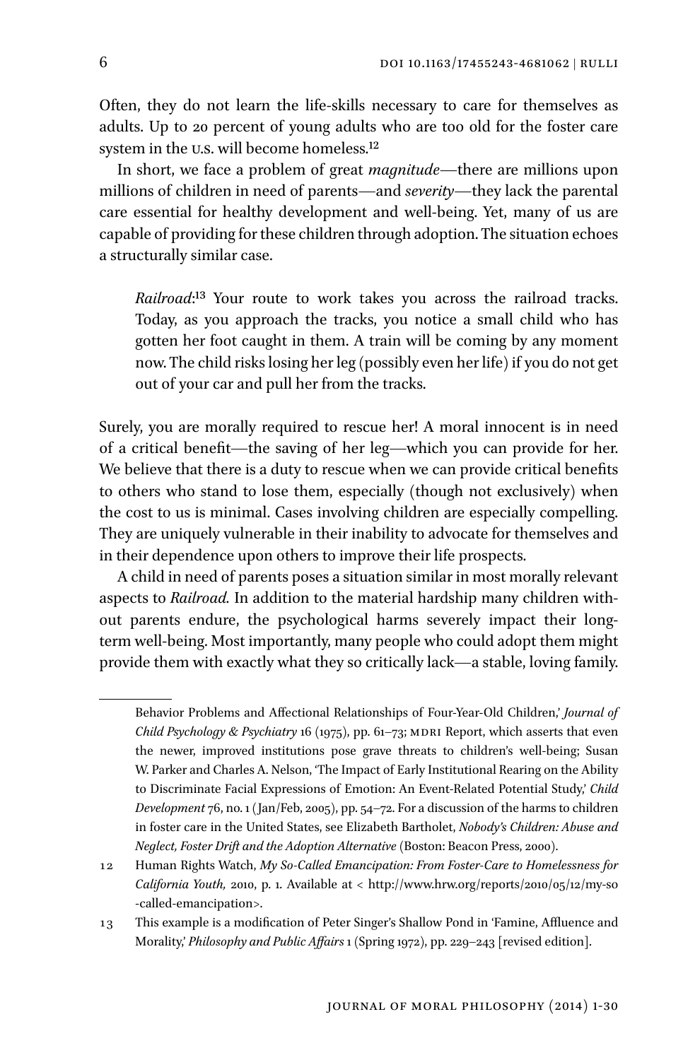Often, they do not learn the life-skills necessary to care for themselves as adults. Up to 20 percent of young adults who are too old for the foster care system in the U.S. will become homeless.[12]

In short, we face a problem of great *magnitude*—there are millions upon millions of children in need of parents—and *severity*—they lack the parental care essential for healthy development and well-being. Yet, many of us are capable of providing for these children through adoption. The situation echoes a structurally similar case.

> *Railroad*:[13] Your route to work takes you across the railroad tracks. Today, as you approach the tracks, you notice a small child who has gotten her foot caught in them. A train will be coming by any moment now. The child risks losing her leg (possibly even her life) if you do not get out of your car and pull her from the tracks.

Surely, you are morally required to rescue her! A moral innocent is in need of a critical benefit—the saving of her leg—which you can provide for her. We believe that there is a duty to rescue when we can provide critical benefits to others who stand to lose them, especially (though not exclusively) when the cost to us is minimal. Cases involving children are especially compelling. They are uniquely vulnerable in their inability to advocate for themselves and in their dependence upon others to improve their life prospects.

A child in need of parents poses a situation similar in most morally relevant aspects to *Railroad.* In addition to the material hardship many children without parents endure, the psychological harms severely impact their long-term well-being. Most importantly, many people who could adopt them might provide them with exactly what they so critically lack—a stable, loving family.

---

Behavior Problems and Affectional Relationships of Four-Year-Old Children,' *Journal of Child Psychology & Psychiatry* 16 (1975), pp. 61–73; MDRI Report, which asserts that even the newer, improved institutions pose grave threats to children's well-being; Susan W. Parker and Charles A. Nelson, 'The Impact of Early Institutional Rearing on the Ability to Discriminate Facial Expressions of Emotion: An Event-Related Potential Study,' *Child Development* 76, no. 1 (Jan/Feb, 2005), pp. 54–72. For a discussion of the harms to children in foster care in the United States, see Elizabeth Bartholet, *Nobody's Children: Abuse and Neglect, Foster Drift and the Adoption Alternative* (Boston: Beacon Press, 2000).

12 Human Rights Watch, *My So-Called Emancipation: From Foster-Care to Homelessness for California Youth,* 2010, p. 1. Available at < http://www.hrw.org/reports/2010/05/12/my-so-called-emancipation>.

13 This example is a modification of Peter Singer's Shallow Pond in 'Famine, Affluence and Morality,' *Philosophy and Public Affairs* 1 (Spring 1972), pp. 229–243 [revised edition].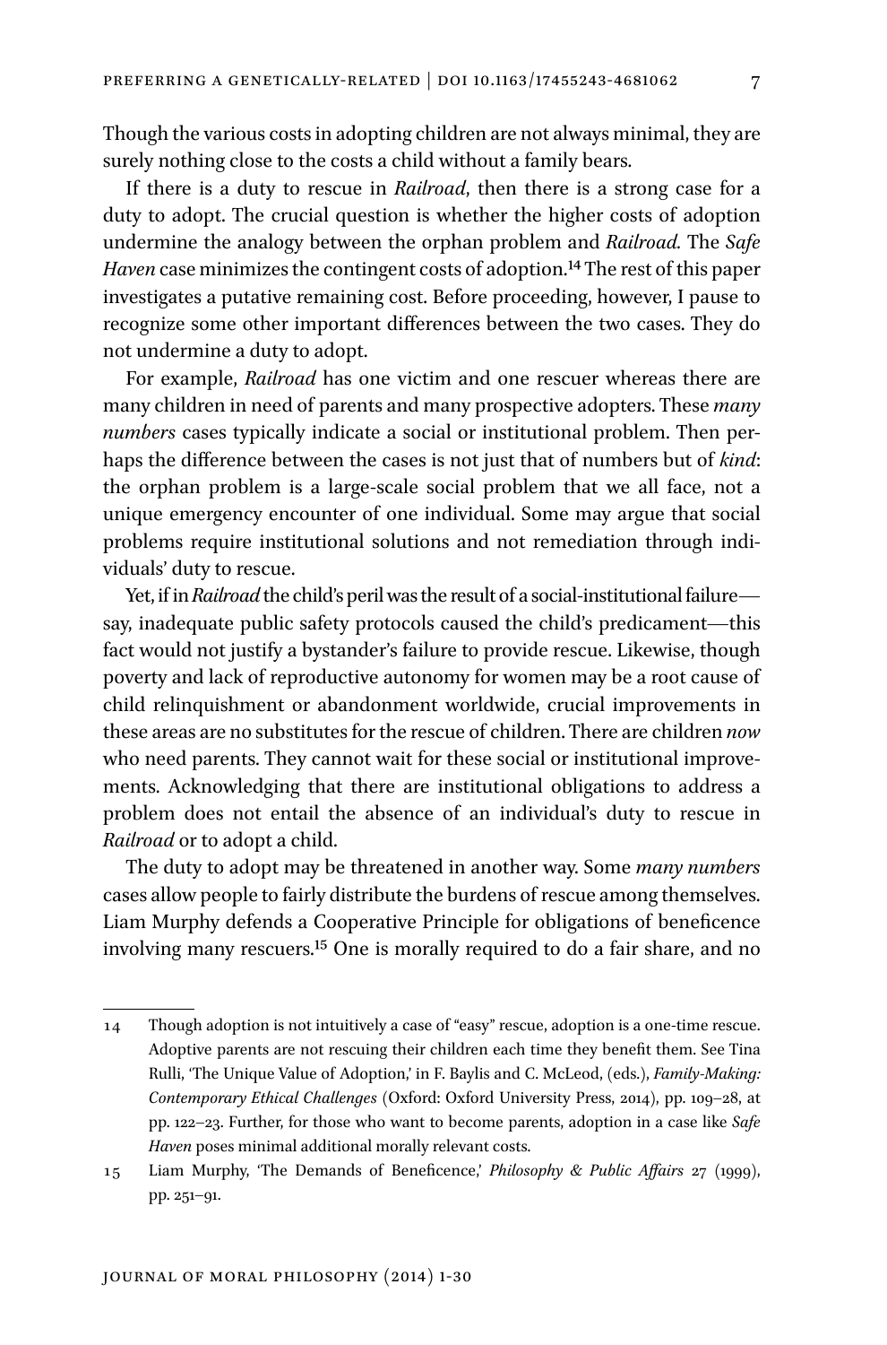Though the various costs in adopting children are not always minimal, they are surely nothing close to the costs a child without a family bears.

If there is a duty to rescue in *Railroad*, then there is a strong case for a duty to adopt. The crucial question is whether the higher costs of adoption undermine the analogy between the orphan problem and *Railroad.* The *Safe Haven* case minimizes the contingent costs of adoption.[14] The rest of this paper investigates a putative remaining cost. Before proceeding, however, I pause to recognize some other important differences between the two cases. They do not undermine a duty to adopt.

For example, *Railroad* has one victim and one rescuer whereas there are many children in need of parents and many prospective adopters. These *many numbers* cases typically indicate a social or institutional problem. Then perhaps the difference between the cases is not just that of numbers but of *kind*: the orphan problem is a large-scale social problem that we all face, not a unique emergency encounter of one individual. Some may argue that social problems require institutional solutions and not remediation through individuals' duty to rescue.

Yet, if in *Railroad* the child's peril was the result of a social-institutional failure—say, inadequate public safety protocols caused the child's predicament—this fact would not justify a bystander's failure to provide rescue. Likewise, though poverty and lack of reproductive autonomy for women may be a root cause of child relinquishment or abandonment worldwide, crucial improvements in these areas are no substitutes for the rescue of children. There are children *now* who need parents. They cannot wait for these social or institutional improvements. Acknowledging that there are institutional obligations to address a problem does not entail the absence of an individual's duty to rescue in *Railroad* or to adopt a child.

The duty to adopt may be threatened in another way. Some *many numbers* cases allow people to fairly distribute the burdens of rescue among themselves. Liam Murphy defends a Cooperative Principle for obligations of beneficence involving many rescuers.[15] One is morally required to do a fair share, and no

---

14 Though adoption is not intuitively a case of "easy" rescue, adoption is a one-time rescue. Adoptive parents are not rescuing their children each time they benefit them. See Tina Rulli, 'The Unique Value of Adoption,' in F. Baylis and C. McLeod, (eds.), *Family-Making: Contemporary Ethical Challenges* (Oxford: Oxford University Press, 2014), pp. 109–28, at pp. 122–23. Further, for those who want to become parents, adoption in a case like *Safe Haven* poses minimal additional morally relevant costs.

15 Liam Murphy, 'The Demands of Beneficence,' *Philosophy & Public Affairs* 27 (1999), pp. 251–91.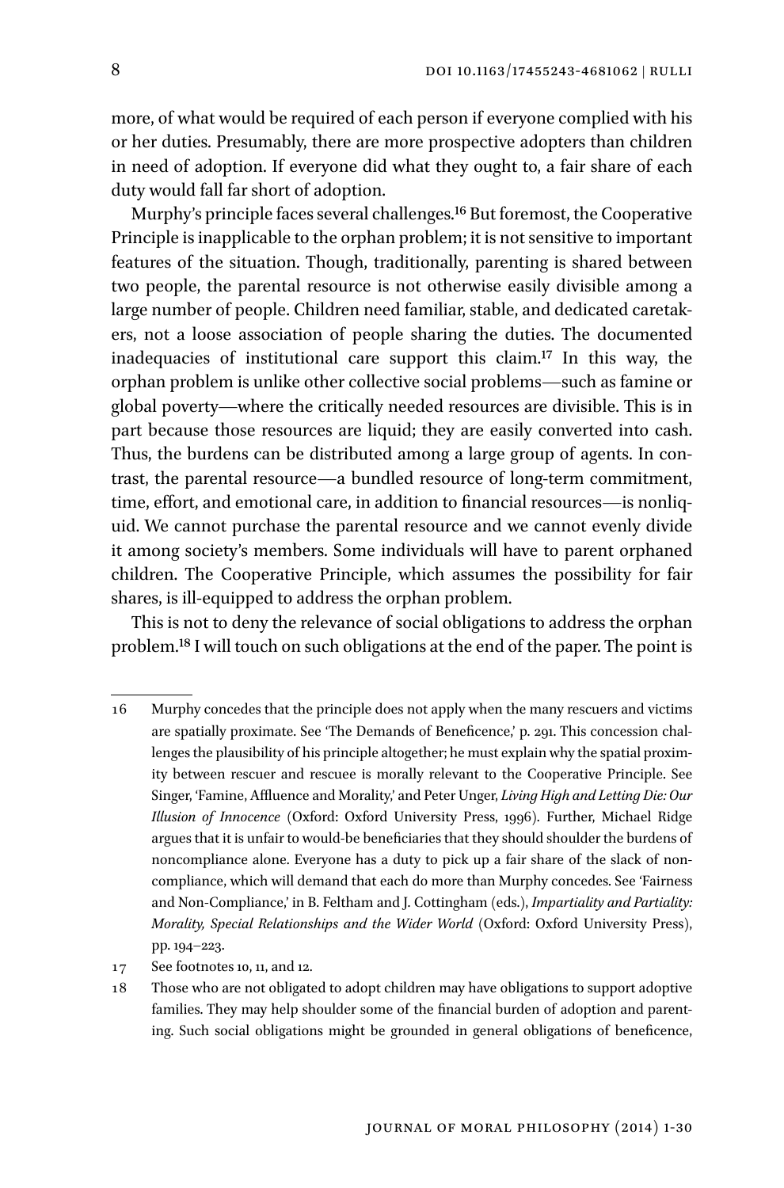more, of what would be required of each person if everyone complied with his or her duties. Presumably, there are more prospective adopters than children in need of adoption. If everyone did what they ought to, a fair share of each duty would fall far short of adoption.

Murphy's principle faces several challenges.[16] But foremost, the Cooperative Principle is inapplicable to the orphan problem; it is not sensitive to important features of the situation. Though, traditionally, parenting is shared between two people, the parental resource is not otherwise easily divisible among a large number of people. Children need familiar, stable, and dedicated caretakers, not a loose association of people sharing the duties. The documented inadequacies of institutional care support this claim.[17] In this way, the orphan problem is unlike other collective social problems—such as famine or global poverty—where the critically needed resources are divisible. This is in part because those resources are liquid; they are easily converted into cash. Thus, the burdens can be distributed among a large group of agents. In contrast, the parental resource—a bundled resource of long-term commitment, time, effort, and emotional care, in addition to financial resources—is nonliquid. We cannot purchase the parental resource and we cannot evenly divide it among society's members. Some individuals will have to parent orphaned children. The Cooperative Principle, which assumes the possibility for fair shares, is ill-equipped to address the orphan problem.

This is not to deny the relevance of social obligations to address the orphan problem.[18] I will touch on such obligations at the end of the paper. The point is

---

16 Murphy concedes that the principle does not apply when the many rescuers and victims are spatially proximate. See 'The Demands of Beneficence,' p. 291. This concession challenges the plausibility of his principle altogether; he must explain why the spatial proximity between rescuer and rescuee is morally relevant to the Cooperative Principle. See Singer, 'Famine, Affluence and Morality,' and Peter Unger, *Living High and Letting Die: Our Illusion of Innocence* (Oxford: Oxford University Press, 1996). Further, Michael Ridge argues that it is unfair to would-be beneficiaries that they should shoulder the burdens of noncompliance alone. Everyone has a duty to pick up a fair share of the slack of noncompliance, which will demand that each do more than Murphy concedes. See 'Fairness and Non-Compliance,' in B. Feltham and J. Cottingham (eds.), *Impartiality and Partiality: Morality, Special Relationships and the Wider World* (Oxford: Oxford University Press), pp. 194–223.

17 See footnotes 10, 11, and 12.

18 Those who are not obligated to adopt children may have obligations to support adoptive families. They may help shoulder some of the financial burden of adoption and parenting. Such social obligations might be grounded in general obligations of beneficence,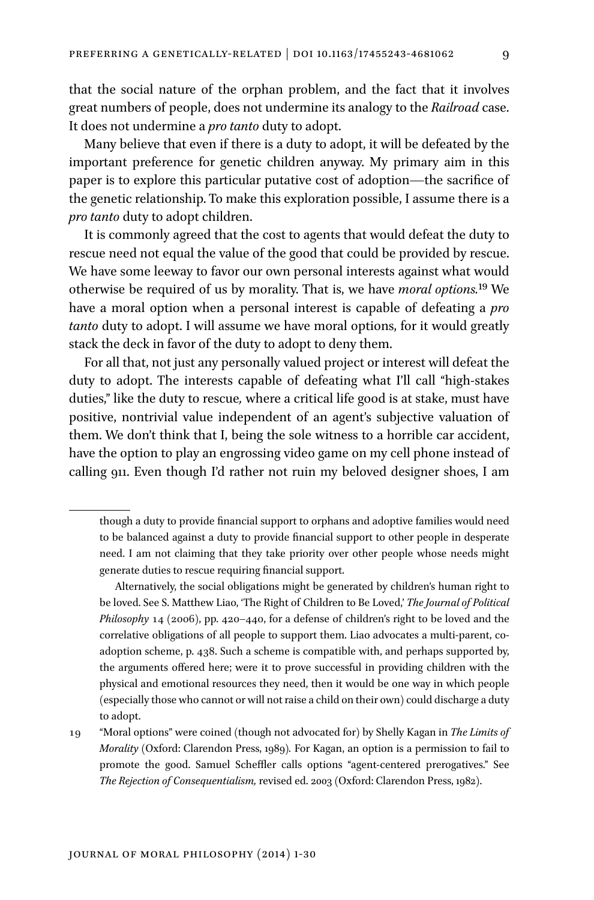that the social nature of the orphan problem, and the fact that it involves great numbers of people, does not undermine its analogy to the *Railroad* case. It does not undermine a *pro tanto* duty to adopt.

Many believe that even if there is a duty to adopt, it will be defeated by the important preference for genetic children anyway. My primary aim in this paper is to explore this particular putative cost of adoption—the sacrifice of the genetic relationship. To make this exploration possible, I assume there is a *pro tanto* duty to adopt children.

It is commonly agreed that the cost to agents that would defeat the duty to rescue need not equal the value of the good that could be provided by rescue. We have some leeway to favor our own personal interests against what would otherwise be required of us by morality. That is, we have *moral options.*[19] We have a moral option when a personal interest is capable of defeating a *pro tanto* duty to adopt. I will assume we have moral options, for it would greatly stack the deck in favor of the duty to adopt to deny them.

For all that, not just any personally valued project or interest will defeat the duty to adopt. The interests capable of defeating what I'll call "high-stakes duties," like the duty to rescue*,* where a critical life good is at stake, must have positive, nontrivial value independent of an agent's subjective valuation of them. We don't think that I, being the sole witness to a horrible car accident, have the option to play an engrossing video game on my cell phone instead of calling 911. Even though I'd rather not ruin my beloved designer shoes, I am

---

though a duty to provide financial support to orphans and adoptive families would need to be balanced against a duty to provide financial support to other people in desperate need. I am not claiming that they take priority over other people whose needs might generate duties to rescue requiring financial support.

Alternatively, the social obligations might be generated by children's human right to be loved. See S. Matthew Liao, 'The Right of Children to Be Loved,' *The Journal of Political Philosophy* 14 (2006), pp. 420–440, for a defense of children's right to be loved and the correlative obligations of all people to support them. Liao advocates a multi-parent, co-adoption scheme, p. 438. Such a scheme is compatible with, and perhaps supported by, the arguments offered here; were it to prove successful in providing children with the physical and emotional resources they need, then it would be one way in which people (especially those who cannot or will not raise a child on their own) could discharge a duty to adopt.

19 "Moral options" were coined (though not advocated for) by Shelly Kagan in *The Limits of Morality* (Oxford: Clarendon Press, 1989)*.* For Kagan, an option is a permission to fail to promote the good. Samuel Scheffler calls options "agent-centered prerogatives." See *The Rejection of Consequentialism,* revised ed. 2003 (Oxford: Clarendon Press, 1982).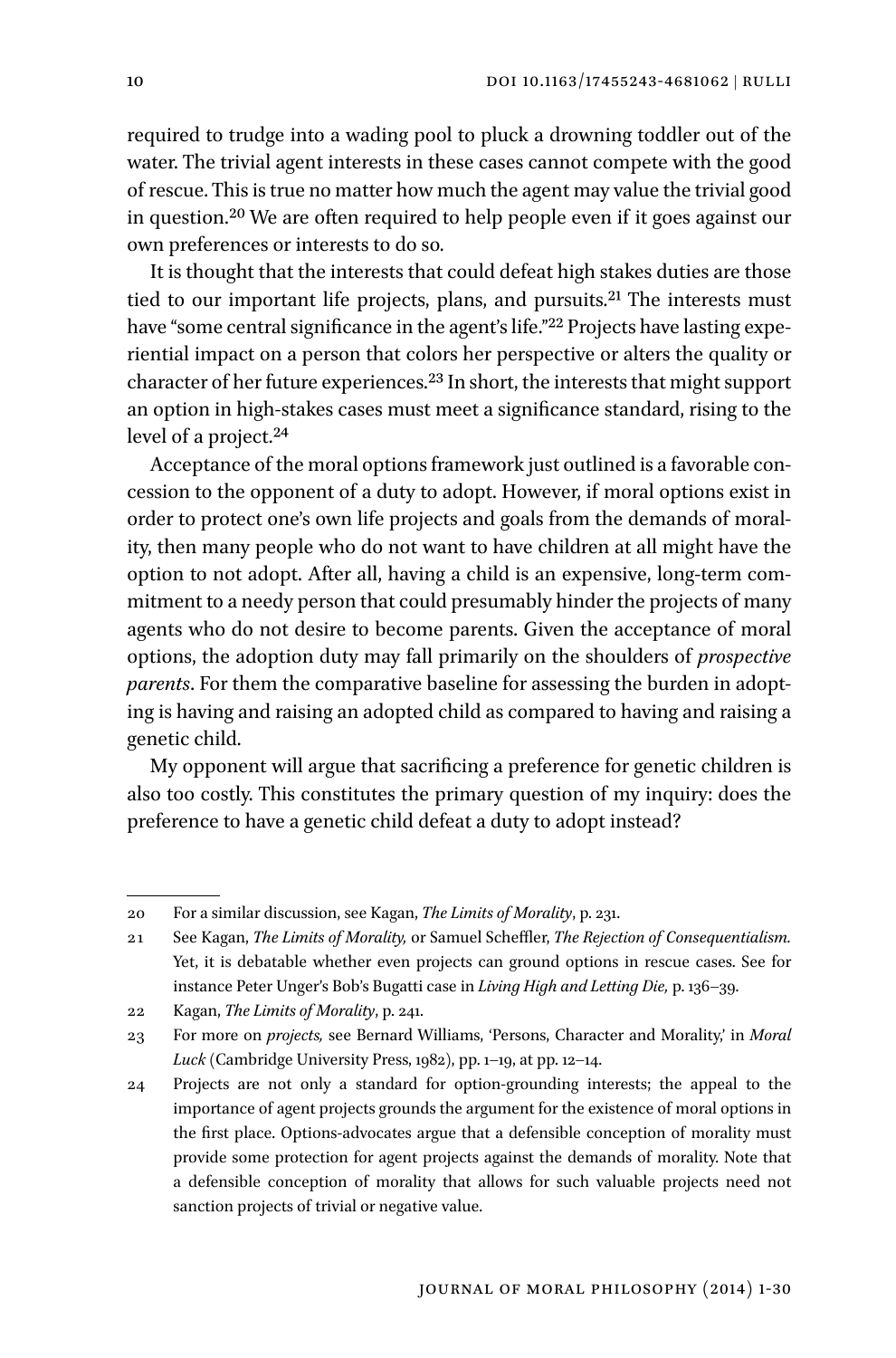required to trudge into a wading pool to pluck a drowning toddler out of the water. The trivial agent interests in these cases cannot compete with the good of rescue. This is true no matter how much the agent may value the trivial good in question.[20] We are often required to help people even if it goes against our own preferences or interests to do so.

It is thought that the interests that could defeat high stakes duties are those tied to our important life projects, plans, and pursuits.[21] The interests must have "some central significance in the agent's life."[22] Projects have lasting experiential impact on a person that colors her perspective or alters the quality or character of her future experiences.[23] In short, the interests that might support an option in high-stakes cases must meet a significance standard, rising to the level of a project.[24]

Acceptance of the moral options framework just outlined is a favorable concession to the opponent of a duty to adopt. However, if moral options exist in order to protect one's own life projects and goals from the demands of morality, then many people who do not want to have children at all might have the option to not adopt. After all, having a child is an expensive, long-term commitment to a needy person that could presumably hinder the projects of many agents who do not desire to become parents. Given the acceptance of moral options, the adoption duty may fall primarily on the shoulders of *prospective parents*. For them the comparative baseline for assessing the burden in adopting is having and raising an adopted child as compared to having and raising a genetic child.

My opponent will argue that sacrificing a preference for genetic children is also too costly. This constitutes the primary question of my inquiry: does the preference to have a genetic child defeat a duty to adopt instead?

---

20 For a similar discussion, see Kagan, *The Limits of Morality*, p. 231.

21 See Kagan, *The Limits of Morality,* or Samuel Scheffler, *The Rejection of Consequentialism.* Yet, it is debatable whether even projects can ground options in rescue cases. See for instance Peter Unger's Bob's Bugatti case in *Living High and Letting Die,* p. 136–39.

22 Kagan, *The Limits of Morality*, p. 241.

23 For more on *projects,* see Bernard Williams, 'Persons, Character and Morality,' in *Moral Luck* (Cambridge University Press, 1982), pp. 1–19, at pp. 12–14.

24 Projects are not only a standard for option-grounding interests; the appeal to the importance of agent projects grounds the argument for the existence of moral options in the first place. Options-advocates argue that a defensible conception of morality must provide some protection for agent projects against the demands of morality. Note that a defensible conception of morality that allows for such valuable projects need not sanction projects of trivial or negative value.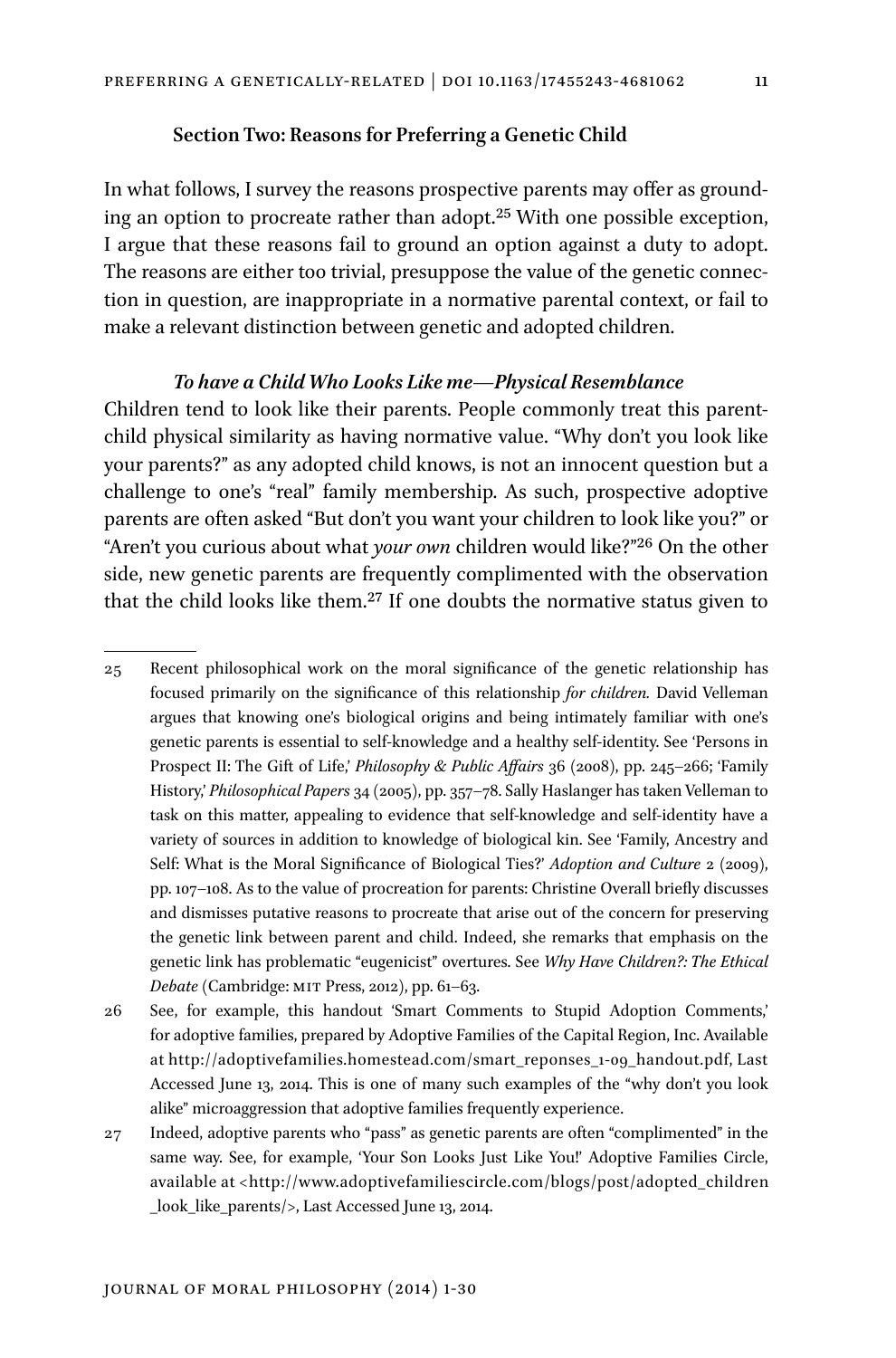### Section Two: Reasons for Preferring a Genetic Child

In what follows, I survey the reasons prospective parents may offer as grounding an option to procreate rather than adopt.[25] With one possible exception, I argue that these reasons fail to ground an option against a duty to adopt. The reasons are either too trivial, presuppose the value of the genetic connection in question, are inappropriate in a normative parental context, or fail to make a relevant distinction between genetic and adopted children.

#### *To have a Child Who Looks Like me—Physical Resemblance*

Children tend to look like their parents. People commonly treat this parent-child physical similarity as having normative value. "Why don't you look like your parents?" as any adopted child knows, is not an innocent question but a challenge to one's "real" family membership. As such, prospective adoptive parents are often asked "But don't you want your children to look like you?" or "Aren't you curious about what *your own* children would like?"[26] On the other side, new genetic parents are frequently complimented with the observation that the child looks like them.[27] If one doubts the normative status given to

---

25 Recent philosophical work on the moral significance of the genetic relationship has focused primarily on the significance of this relationship *for children.* David Velleman argues that knowing one's biological origins and being intimately familiar with one's genetic parents is essential to self-knowledge and a healthy self-identity. See 'Persons in Prospect II: The Gift of Life,' *Philosophy & Public Affairs* 36 (2008), pp. 245–266; 'Family History,' *Philosophical Papers* 34 (2005), pp. 357–78. Sally Haslanger has taken Velleman to task on this matter, appealing to evidence that self-knowledge and self-identity have a variety of sources in addition to knowledge of biological kin. See 'Family, Ancestry and Self: What is the Moral Significance of Biological Ties?' *Adoption and Culture* 2 (2009), pp. 107–108. As to the value of procreation for parents: Christine Overall briefly discusses and dismisses putative reasons to procreate that arise out of the concern for preserving the genetic link between parent and child. Indeed, she remarks that emphasis on the genetic link has problematic "eugenicist" overtures. See *Why Have Children?: The Ethical Debate* (Cambridge: MIT Press, 2012), pp. 61–63.

26 See, for example, this handout 'Smart Comments to Stupid Adoption Comments,' for adoptive families, prepared by Adoptive Families of the Capital Region, Inc. Available at http://adoptivefamilies.homestead.com/smart_reponses_1-09_handout.pdf, Last Accessed June 13, 2014. This is one of many such examples of the "why don't you look alike" microaggression that adoptive families frequently experience.

27 Indeed, adoptive parents who "pass" as genetic parents are often "complimented" in the same way. See, for example, 'Your Son Looks Just Like You!' Adoptive Families Circle, available at <http://www.adoptivefamiliescircle.com/blogs/post/adopted_children_look_like_parents/>, Last Accessed June 13, 2014.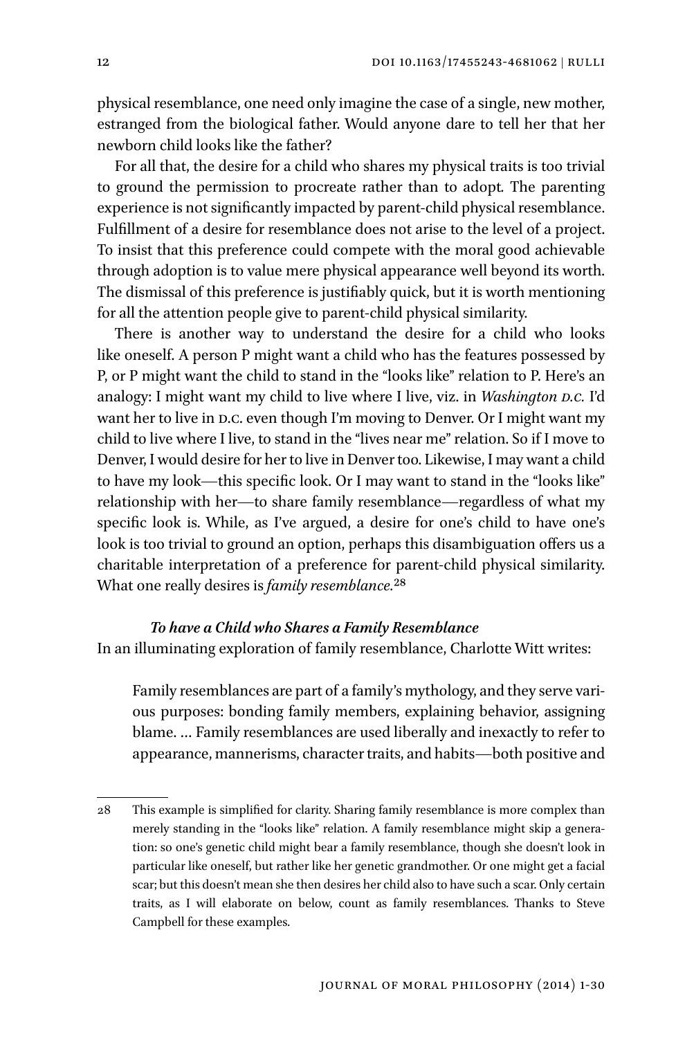physical resemblance, one need only imagine the case of a single, new mother, estranged from the biological father. Would anyone dare to tell her that her newborn child looks like the father?

For all that, the desire for a child who shares my physical traits is too trivial to ground the permission to procreate rather than to adopt. The parenting experience is not significantly impacted by parent-child physical resemblance. Fulfillment of a desire for resemblance does not arise to the level of a project. To insist that this preference could compete with the moral good achievable through adoption is to value mere physical appearance well beyond its worth. The dismissal of this preference is justifiably quick, but it is worth mentioning for all the attention people give to parent-child physical similarity.

There is another way to understand the desire for a child who looks like oneself. A person P might want a child who has the features possessed by P, or P might want the child to stand in the "looks like" relation to P. Here's an analogy: I might want my child to live where I live, viz. in *Washington D.C.* I'd want her to live in D.C. even though I'm moving to Denver. Or I might want my child to live where I live, to stand in the "lives near me" relation. So if I move to Denver, I would desire for her to live in Denver too. Likewise, I may want a child to have my look—this specific look. Or I may want to stand in the "looks like" relationship with her—to share family resemblance—regardless of what my specific look is. While, as I've argued, a desire for one's child to have one's look is too trivial to ground an option, perhaps this disambiguation offers us a charitable interpretation of a preference for parent-child physical similarity. What one really desires is *family resemblance.*[28]

### *To have a Child who Shares a Family Resemblance*

In an illuminating exploration of family resemblance, Charlotte Witt writes:

> Family resemblances are part of a family's mythology, and they serve various purposes: bonding family members, explaining behavior, assigning blame. … Family resemblances are used liberally and inexactly to refer to appearance, mannerisms, character traits, and habits—both positive and

---

28 This example is simplified for clarity. Sharing family resemblance is more complex than merely standing in the "looks like" relation. A family resemblance might skip a generation: so one's genetic child might bear a family resemblance, though she doesn't look in particular like oneself, but rather like her genetic grandmother. Or one might get a facial scar; but this doesn't mean she then desires her child also to have such a scar. Only certain traits, as I will elaborate on below, count as family resemblances. Thanks to Steve Campbell for these examples.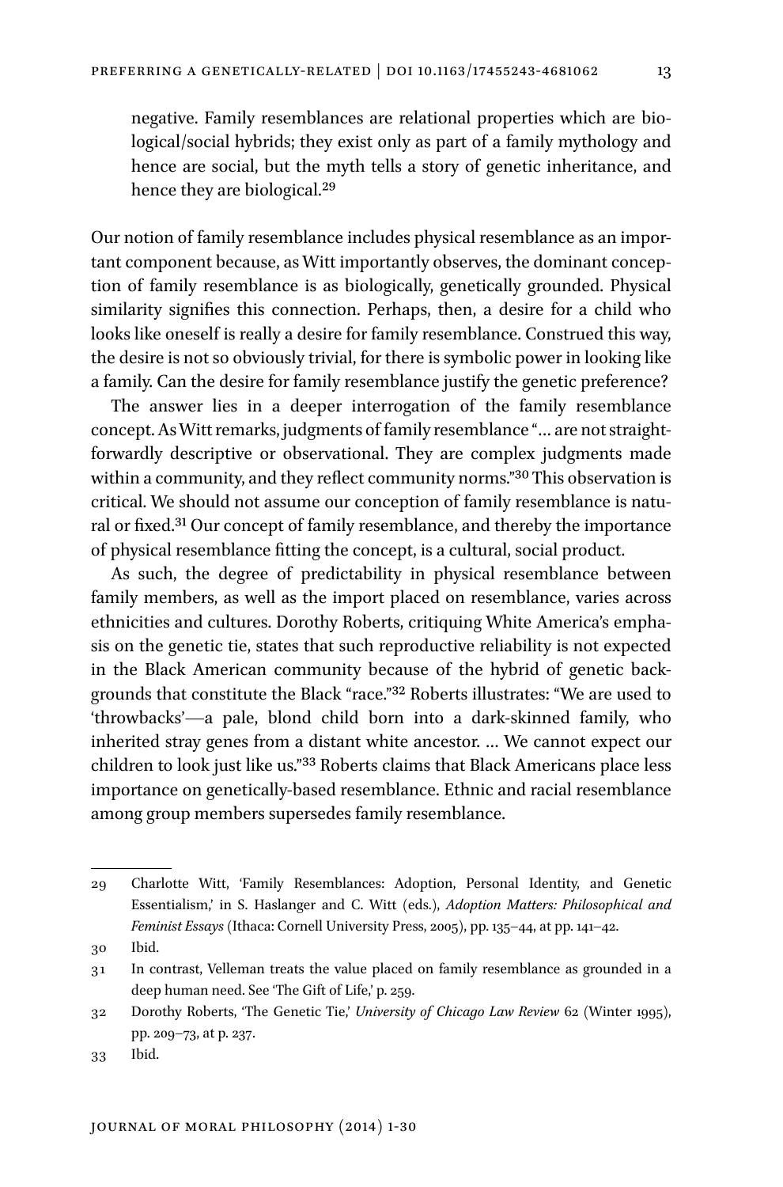negative. Family resemblances are relational properties which are biological/social hybrids; they exist only as part of a family mythology and hence are social, but the myth tells a story of genetic inheritance, and hence they are biological.[29]

Our notion of family resemblance includes physical resemblance as an important component because, as Witt importantly observes, the dominant conception of family resemblance is as biologically, genetically grounded. Physical similarity signifies this connection. Perhaps, then, a desire for a child who looks like oneself is really a desire for family resemblance. Construed this way, the desire is not so obviously trivial, for there is symbolic power in looking like a family. Can the desire for family resemblance justify the genetic preference?

The answer lies in a deeper interrogation of the family resemblance concept. As Witt remarks, judgments of family resemblance "… are not straightforwardly descriptive or observational. They are complex judgments made within a community, and they reflect community norms."[30] This observation is critical. We should not assume our conception of family resemblance is natural or fixed.[31] Our concept of family resemblance, and thereby the importance of physical resemblance fitting the concept, is a cultural, social product.

As such, the degree of predictability in physical resemblance between family members, as well as the import placed on resemblance, varies across ethnicities and cultures. Dorothy Roberts, critiquing White America's emphasis on the genetic tie, states that such reproductive reliability is not expected in the Black American community because of the hybrid of genetic backgrounds that constitute the Black "race."[32] Roberts illustrates: "We are used to 'throwbacks'—a pale, blond child born into a dark-skinned family, who inherited stray genes from a distant white ancestor. … We cannot expect our children to look just like us."[33] Roberts claims that Black Americans place less importance on genetically-based resemblance. Ethnic and racial resemblance among group members supersedes family resemblance.

---

29 Charlotte Witt, 'Family Resemblances: Adoption, Personal Identity, and Genetic Essentialism,' in S. Haslanger and C. Witt (eds.), *Adoption Matters: Philosophical and Feminist Essays* (Ithaca: Cornell University Press, 2005), pp. 135–44, at pp. 141–42.

30 Ibid.

31 In contrast, Velleman treats the value placed on family resemblance as grounded in a deep human need. See 'The Gift of Life,' p. 259.

32 Dorothy Roberts, 'The Genetic Tie,' *University of Chicago Law Review* 62 (Winter 1995), pp. 209–73, at p. 237.

33 Ibid.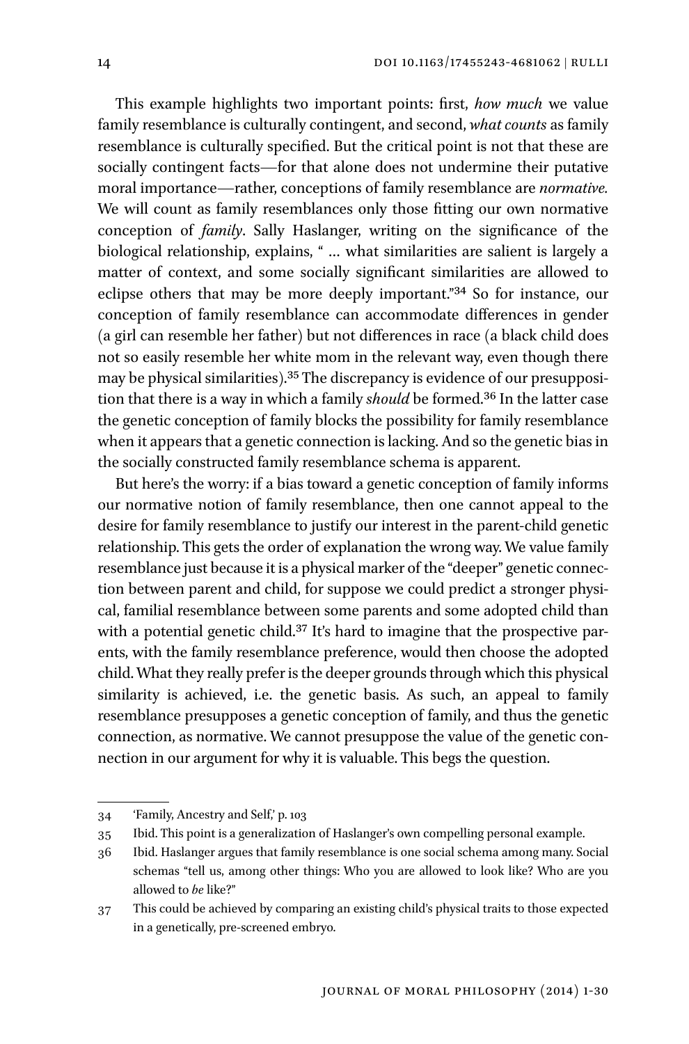This example highlights two important points: first, *how much* we value family resemblance is culturally contingent, and second, *what counts* as family resemblance is culturally specified. But the critical point is not that these are socially contingent facts—for that alone does not undermine their putative moral importance—rather, conceptions of family resemblance are *normative.* We will count as family resemblances only those fitting our own normative conception of *family*. Sally Haslanger, writing on the significance of the biological relationship, explains, " … what similarities are salient is largely a matter of context, and some socially significant similarities are allowed to eclipse others that may be more deeply important."[34] So for instance, our conception of family resemblance can accommodate differences in gender (a girl can resemble her father) but not differences in race (a black child does not so easily resemble her white mom in the relevant way, even though there may be physical similarities).[35] The discrepancy is evidence of our presupposition that there is a way in which a family *should* be formed.[36] In the latter case the genetic conception of family blocks the possibility for family resemblance when it appears that a genetic connection is lacking. And so the genetic bias in the socially constructed family resemblance schema is apparent.

But here's the worry: if a bias toward a genetic conception of family informs our normative notion of family resemblance, then one cannot appeal to the desire for family resemblance to justify our interest in the parent-child genetic relationship. This gets the order of explanation the wrong way. We value family resemblance just because it is a physical marker of the "deeper" genetic connection between parent and child, for suppose we could predict a stronger physical, familial resemblance between some parents and some adopted child than with a potential genetic child.[37] It's hard to imagine that the prospective parents, with the family resemblance preference, would then choose the adopted child. What they really prefer is the deeper grounds through which this physical similarity is achieved, i.e. the genetic basis. As such, an appeal to family resemblance presupposes a genetic conception of family, and thus the genetic connection, as normative. We cannot presuppose the value of the genetic connection in our argument for why it is valuable. This begs the question.

---

34 'Family, Ancestry and Self,' p. 103

35 Ibid. This point is a generalization of Haslanger's own compelling personal example.

36 Ibid. Haslanger argues that family resemblance is one social schema among many. Social schemas "tell us, among other things: Who you are allowed to look like? Who are you allowed to *be* like?"

37 This could be achieved by comparing an existing child's physical traits to those expected in a genetically, pre-screened embryo.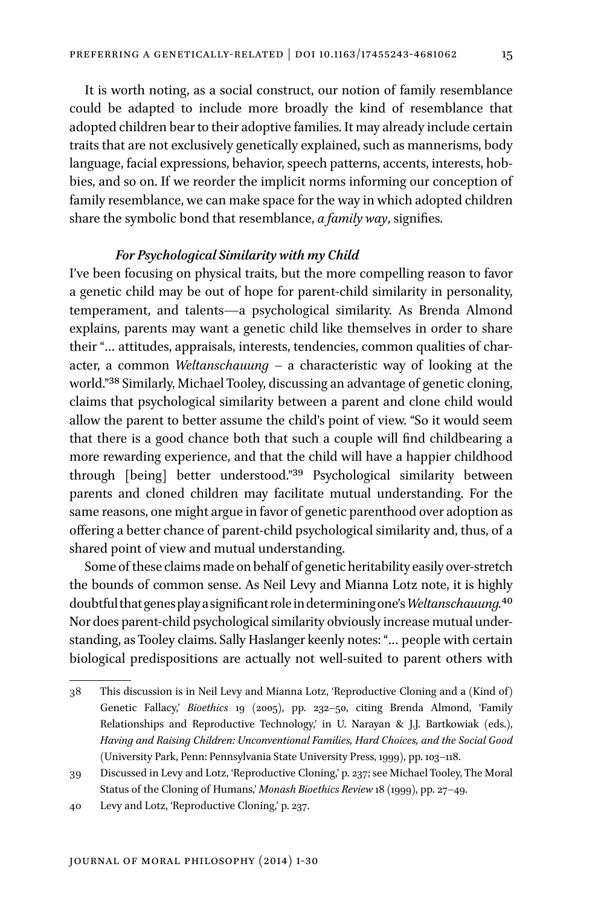It is worth noting, as a social construct, our notion of family resemblance could be adapted to include more broadly the kind of resemblance that adopted children bear to their adoptive families. It may already include certain traits that are not exclusively genetically explained, such as mannerisms, body language, facial expressions, behavior, speech patterns, accents, interests, hobbies, and so on. If we reorder the implicit norms informing our conception of family resemblance, we can make space for the way in which adopted children share the symbolic bond that resemblance, *a family way*, signifies.

### *For Psychological Similarity with my Child*

I've been focusing on physical traits, but the more compelling reason to favor a genetic child may be out of hope for parent-child similarity in personality, temperament, and talents—a psychological similarity. As Brenda Almond explains, parents may want a genetic child like themselves in order to share their "… attitudes, appraisals, interests, tendencies, common qualities of character, a common *Weltanschauung* – a characteristic way of looking at the world."[38] Similarly, Michael Tooley, discussing an advantage of genetic cloning, claims that psychological similarity between a parent and clone child would allow the parent to better assume the child's point of view. "So it would seem that there is a good chance both that such a couple will find childbearing a more rewarding experience, and that the child will have a happier childhood through [being] better understood."[39] Psychological similarity between parents and cloned children may facilitate mutual understanding. For the same reasons, one might argue in favor of genetic parenthood over adoption as offering a better chance of parent-child psychological similarity and, thus, of a shared point of view and mutual understanding.

Some of these claims made on behalf of genetic heritability easily over-stretch the bounds of common sense. As Neil Levy and Mianna Lotz note, it is highly doubtful that genes play a significant role in determining one's *Weltanschauung*.[40] Nor does parent-child psychological similarity obviously increase mutual understanding, as Tooley claims. Sally Haslanger keenly notes: "… people with certain biological predispositions are actually not well-suited to parent others with

---

38 This discussion is in Neil Levy and Mianna Lotz, 'Reproductive Cloning and a (Kind of) Genetic Fallacy,' *Bioethics* 19 (2005), pp. 232–50, citing Brenda Almond, 'Family Relationships and Reproductive Technology,' in U. Narayan & J.J. Bartkowiak (eds.), *Having and Raising Children: Unconventional Families, Hard Choices, and the Social Good* (University Park, Penn: Pennsylvania State University Press, 1999), pp. 103–118.

39 Discussed in Levy and Lotz, 'Reproductive Cloning,' p. 237; see Michael Tooley, The Moral Status of the Cloning of Humans,' *Monash Bioethics Review* 18 (1999), pp. 27–49.

40 Levy and Lotz, 'Reproductive Cloning,' p. 237.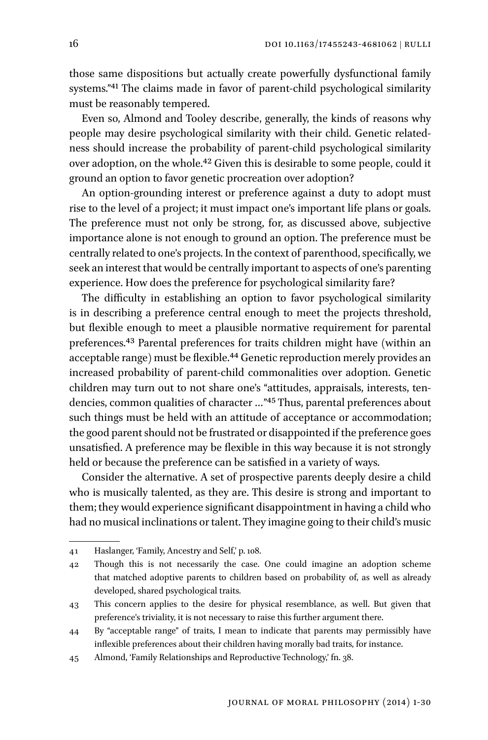those same dispositions but actually create powerfully dysfunctional family systems."[41] The claims made in favor of parent-child psychological similarity must be reasonably tempered.

Even so, Almond and Tooley describe, generally, the kinds of reasons why people may desire psychological similarity with their child. Genetic relatedness should increase the probability of parent-child psychological similarity over adoption, on the whole.[42] Given this is desirable to some people, could it ground an option to favor genetic procreation over adoption?

An option-grounding interest or preference against a duty to adopt must rise to the level of a project; it must impact one's important life plans or goals. The preference must not only be strong, for, as discussed above, subjective importance alone is not enough to ground an option. The preference must be centrally related to one's projects. In the context of parenthood, specifically, we seek an interest that would be centrally important to aspects of one's parenting experience. How does the preference for psychological similarity fare?

The difficulty in establishing an option to favor psychological similarity is in describing a preference central enough to meet the projects threshold, but flexible enough to meet a plausible normative requirement for parental preferences.[43] Parental preferences for traits children might have (within an acceptable range) must be flexible.[44] Genetic reproduction merely provides an increased probability of parent-child commonalities over adoption. Genetic children may turn out to not share one's "attitudes, appraisals, interests, tendencies, common qualities of character …"[45] Thus, parental preferences about such things must be held with an attitude of acceptance or accommodation; the good parent should not be frustrated or disappointed if the preference goes unsatisfied. A preference may be flexible in this way because it is not strongly held or because the preference can be satisfied in a variety of ways.

Consider the alternative. A set of prospective parents deeply desire a child who is musically talented, as they are. This desire is strong and important to them; they would experience significant disappointment in having a child who had no musical inclinations or talent. They imagine going to their child's music

---

41 Haslanger, 'Family, Ancestry and Self,' p. 108.

42 Though this is not necessarily the case. One could imagine an adoption scheme that matched adoptive parents to children based on probability of, as well as already developed, shared psychological traits.

43 This concern applies to the desire for physical resemblance, as well. But given that preference's triviality, it is not necessary to raise this further argument there.

44 By "acceptable range" of traits, I mean to indicate that parents may permissibly have inflexible preferences about their children having morally bad traits, for instance.

45 Almond, 'Family Relationships and Reproductive Technology,' fn. 38.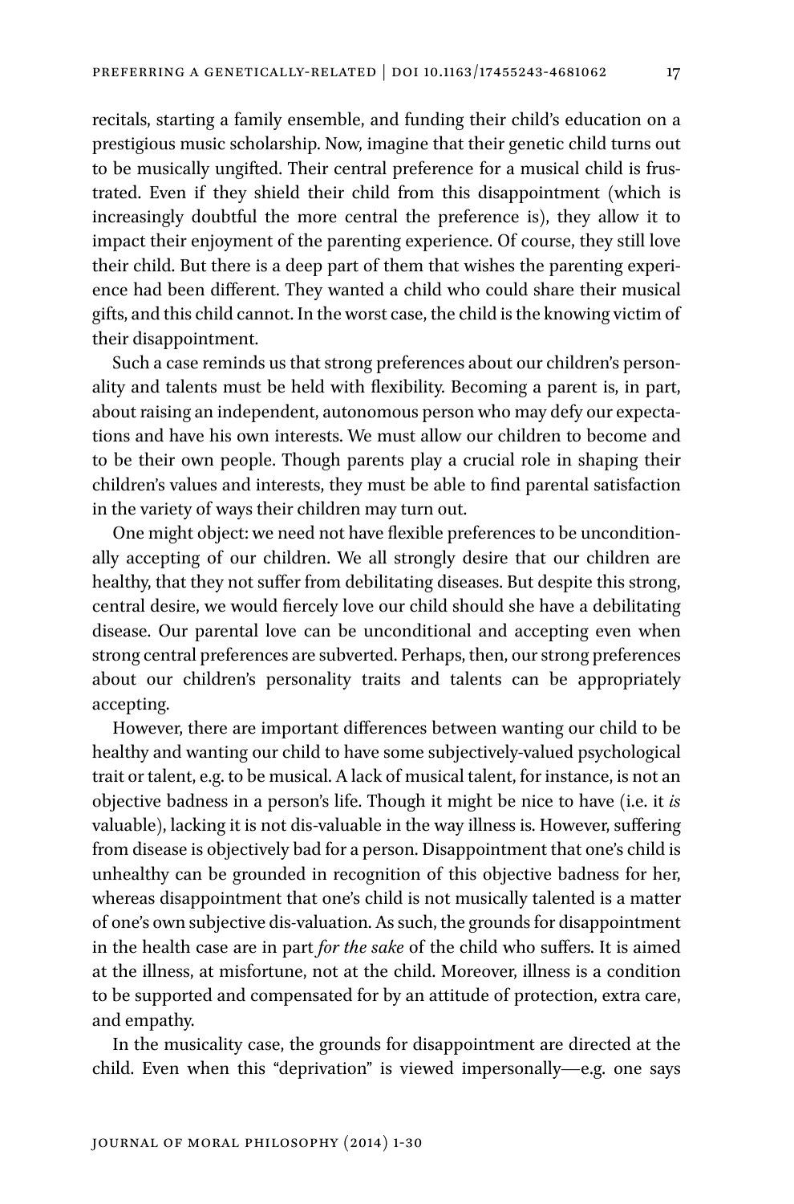recitals, starting a family ensemble, and funding their child's education on a prestigious music scholarship. Now, imagine that their genetic child turns out to be musically ungifted. Their central preference for a musical child is frustrated. Even if they shield their child from this disappointment (which is increasingly doubtful the more central the preference is), they allow it to impact their enjoyment of the parenting experience. Of course, they still love their child. But there is a deep part of them that wishes the parenting experience had been different. They wanted a child who could share their musical gifts, and this child cannot. In the worst case, the child is the knowing victim of their disappointment.

Such a case reminds us that strong preferences about our children's personality and talents must be held with flexibility. Becoming a parent is, in part, about raising an independent, autonomous person who may defy our expectations and have his own interests. We must allow our children to become and to be their own people. Though parents play a crucial role in shaping their children's values and interests, they must be able to find parental satisfaction in the variety of ways their children may turn out.

One might object: we need not have flexible preferences to be unconditionally accepting of our children. We all strongly desire that our children are healthy, that they not suffer from debilitating diseases. But despite this strong, central desire, we would fiercely love our child should she have a debilitating disease. Our parental love can be unconditional and accepting even when strong central preferences are subverted. Perhaps, then, our strong preferences about our children's personality traits and talents can be appropriately accepting.

However, there are important differences between wanting our child to be healthy and wanting our child to have some subjectively-valued psychological trait or talent, e.g. to be musical. A lack of musical talent, for instance, is not an objective badness in a person's life. Though it might be nice to have (i.e. it *is* valuable), lacking it is not dis-valuable in the way illness is. However, suffering from disease is objectively bad for a person. Disappointment that one's child is unhealthy can be grounded in recognition of this objective badness for her, whereas disappointment that one's child is not musically talented is a matter of one's own subjective dis-valuation. As such, the grounds for disappointment in the health case are in part *for the sake* of the child who suffers. It is aimed at the illness, at misfortune, not at the child. Moreover, illness is a condition to be supported and compensated for by an attitude of protection, extra care, and empathy.

In the musicality case, the grounds for disappointment are directed at the child. Even when this "deprivation" is viewed impersonally—e.g. one says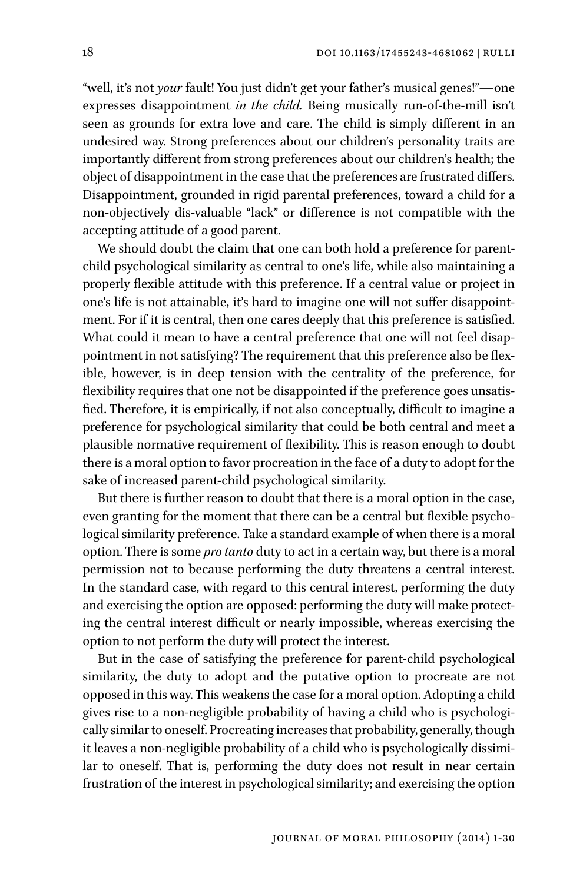"well, it's not *your* fault! You just didn't get your father's musical genes!"—one expresses disappointment *in the child.* Being musically run-of-the-mill isn't seen as grounds for extra love and care. The child is simply different in an undesired way. Strong preferences about our children's personality traits are importantly different from strong preferences about our children's health; the object of disappointment in the case that the preferences are frustrated differs. Disappointment, grounded in rigid parental preferences, toward a child for a non-objectively dis-valuable "lack" or difference is not compatible with the accepting attitude of a good parent.

We should doubt the claim that one can both hold a preference for parent-child psychological similarity as central to one's life, while also maintaining a properly flexible attitude with this preference. If a central value or project in one's life is not attainable, it's hard to imagine one will not suffer disappointment. For if it is central, then one cares deeply that this preference is satisfied. What could it mean to have a central preference that one will not feel disappointment in not satisfying? The requirement that this preference also be flexible, however, is in deep tension with the centrality of the preference, for flexibility requires that one not be disappointed if the preference goes unsatisfied. Therefore, it is empirically, if not also conceptually, difficult to imagine a preference for psychological similarity that could be both central and meet a plausible normative requirement of flexibility. This is reason enough to doubt there is a moral option to favor procreation in the face of a duty to adopt for the sake of increased parent-child psychological similarity.

But there is further reason to doubt that there is a moral option in the case, even granting for the moment that there can be a central but flexible psychological similarity preference. Take a standard example of when there is a moral option. There is some *pro tanto* duty to act in a certain way, but there is a moral permission not to because performing the duty threatens a central interest. In the standard case, with regard to this central interest, performing the duty and exercising the option are opposed: performing the duty will make protecting the central interest difficult or nearly impossible, whereas exercising the option to not perform the duty will protect the interest.

But in the case of satisfying the preference for parent-child psychological similarity, the duty to adopt and the putative option to procreate are not opposed in this way. This weakens the case for a moral option. Adopting a child gives rise to a non-negligible probability of having a child who is psychologically similar to oneself. Procreating increases that probability, generally, though it leaves a non-negligible probability of a child who is psychologically dissimilar to oneself. That is, performing the duty does not result in near certain frustration of the interest in psychological similarity; and exercising the option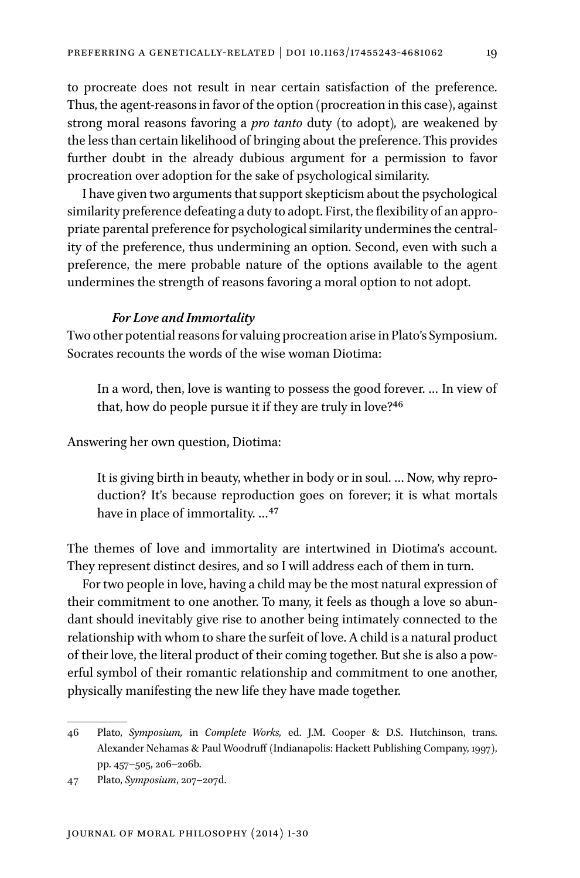to procreate does not result in near certain satisfaction of the preference. Thus, the agent-reasons in favor of the option (procreation in this case), against strong moral reasons favoring a *pro tanto* duty (to adopt), are weakened by the less than certain likelihood of bringing about the preference. This provides further doubt in the already dubious argument for a permission to favor procreation over adoption for the sake of psychological similarity.

I have given two arguments that support skepticism about the psychological similarity preference defeating a duty to adopt. First, the flexibility of an appropriate parental preference for psychological similarity undermines the centrality of the preference, thus undermining an option. Second, even with such a preference, the mere probable nature of the options available to the agent undermines the strength of reasons favoring a moral option to not adopt.

### *For Love and Immortality*

Two other potential reasons for valuing procreation arise in Plato's Symposium. Socrates recounts the words of the wise woman Diotima:

> In a word, then, love is wanting to possess the good forever. … In view of that, how do people pursue it if they are truly in love?[46]

Answering her own question, Diotima:

> It is giving birth in beauty, whether in body or in soul. … Now, why reproduction? It's because reproduction goes on forever; it is what mortals have in place of immortality. …[47]

The themes of love and immortality are intertwined in Diotima's account. They represent distinct desires, and so I will address each of them in turn.

For two people in love, having a child may be the most natural expression of their commitment to one another. To many, it feels as though a love so abundant should inevitably give rise to another being intimately connected to the relationship with whom to share the surfeit of love. A child is a natural product of their love, the literal product of their coming together. But she is also a powerful symbol of their romantic relationship and commitment to one another, physically manifesting the new life they have made together.

---

46 Plato, *Symposium,* in *Complete Works,* ed. J.M. Cooper & D.S. Hutchinson, trans. Alexander Nehamas & Paul Woodruff (Indianapolis: Hackett Publishing Company, 1997), pp. 457–505, 206–206b.

47 Plato, *Symposium*, 207–207d.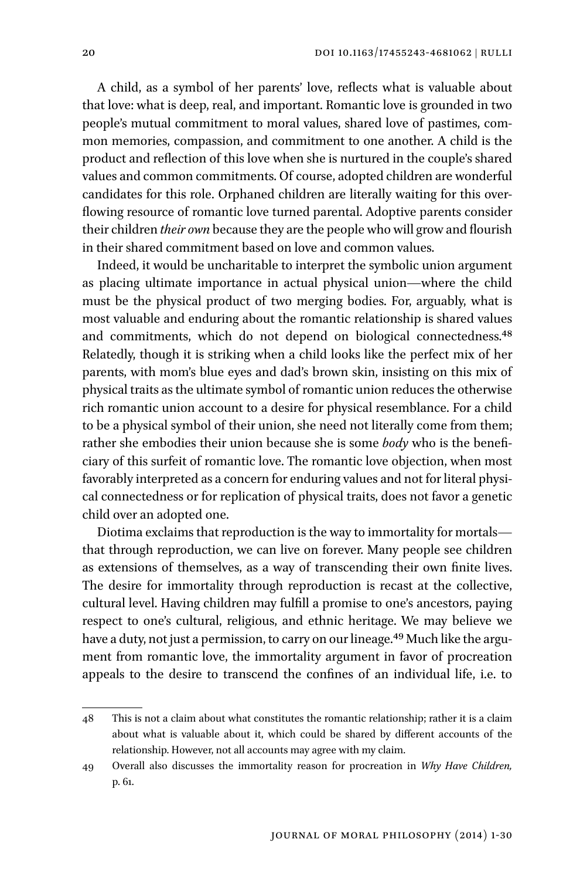A child, as a symbol of her parents' love, reflects what is valuable about that love: what is deep, real, and important. Romantic love is grounded in two people's mutual commitment to moral values, shared love of pastimes, common memories, compassion, and commitment to one another. A child is the product and reflection of this love when she is nurtured in the couple's shared values and common commitments. Of course, adopted children are wonderful candidates for this role. Orphaned children are literally waiting for this overflowing resource of romantic love turned parental. Adoptive parents consider their children *their own* because they are the people who will grow and flourish in their shared commitment based on love and common values.

Indeed, it would be uncharitable to interpret the symbolic union argument as placing ultimate importance in actual physical union—where the child must be the physical product of two merging bodies. For, arguably, what is most valuable and enduring about the romantic relationship is shared values and commitments, which do not depend on biological connectedness.[48] Relatedly, though it is striking when a child looks like the perfect mix of her parents, with mom's blue eyes and dad's brown skin, insisting on this mix of physical traits as the ultimate symbol of romantic union reduces the otherwise rich romantic union account to a desire for physical resemblance. For a child to be a physical symbol of their union, she need not literally come from them; rather she embodies their union because she is some *body* who is the beneficiary of this surfeit of romantic love. The romantic love objection, when most favorably interpreted as a concern for enduring values and not for literal physical connectedness or for replication of physical traits, does not favor a genetic child over an adopted one.

Diotima exclaims that reproduction is the way to immortality for mortals—that through reproduction, we can live on forever. Many people see children as extensions of themselves, as a way of transcending their own finite lives. The desire for immortality through reproduction is recast at the collective, cultural level. Having children may fulfill a promise to one's ancestors, paying respect to one's cultural, religious, and ethnic heritage. We may believe we have a duty, not just a permission, to carry on our lineage.[49] Much like the argument from romantic love, the immortality argument in favor of procreation appeals to the desire to transcend the confines of an individual life, i.e. to

---

48 This is not a claim about what constitutes the romantic relationship; rather it is a claim about what is valuable about it, which could be shared by different accounts of the relationship. However, not all accounts may agree with my claim.

49 Overall also discusses the immortality reason for procreation in *Why Have Children,* p. 61.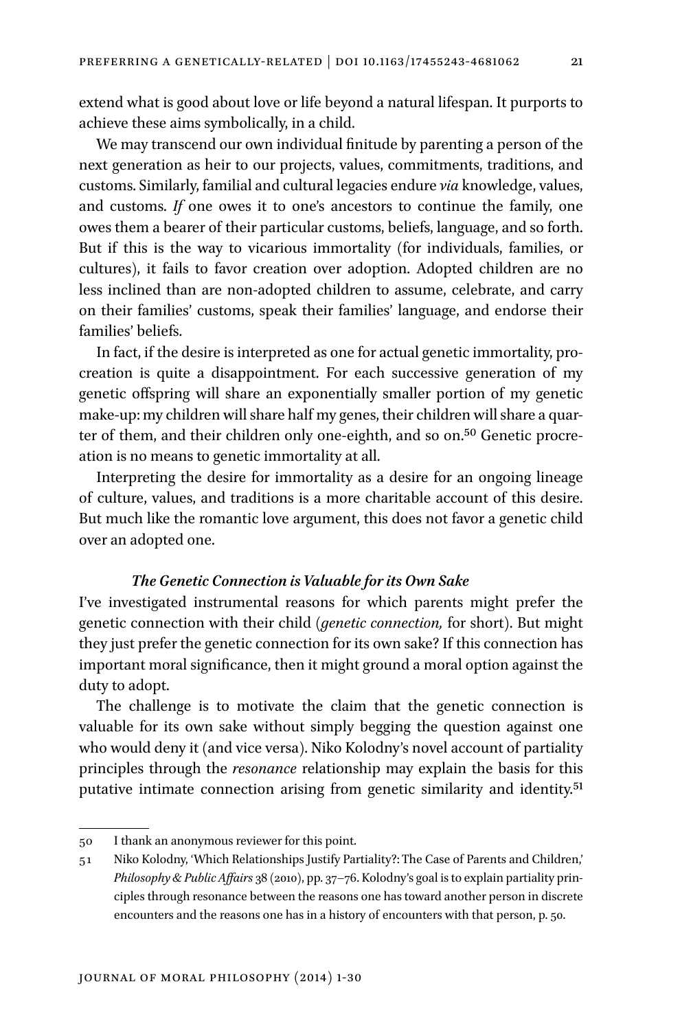extend what is good about love or life beyond a natural lifespan. It purports to achieve these aims symbolically, in a child.

We may transcend our own individual finitude by parenting a person of the next generation as heir to our projects, values, commitments, traditions, and customs. Similarly, familial and cultural legacies endure *via* knowledge, values, and customs. *If* one owes it to one's ancestors to continue the family, one owes them a bearer of their particular customs, beliefs, language, and so forth. But if this is the way to vicarious immortality (for individuals, families, or cultures), it fails to favor creation over adoption. Adopted children are no less inclined than are non-adopted children to assume, celebrate, and carry on their families' customs, speak their families' language, and endorse their families' beliefs.

In fact, if the desire is interpreted as one for actual genetic immortality, procreation is quite a disappointment. For each successive generation of my genetic offspring will share an exponentially smaller portion of my genetic make-up: my children will share half my genes, their children will share a quarter of them, and their children only one-eighth, and so on.[50] Genetic procreation is no means to genetic immortality at all.

Interpreting the desire for immortality as a desire for an ongoing lineage of culture, values, and traditions is a more charitable account of this desire. But much like the romantic love argument, this does not favor a genetic child over an adopted one.

### *The Genetic Connection is Valuable for its Own Sake*

I've investigated instrumental reasons for which parents might prefer the genetic connection with their child (*genetic connection,* for short). But might they just prefer the genetic connection for its own sake? If this connection has important moral significance, then it might ground a moral option against the duty to adopt.

The challenge is to motivate the claim that the genetic connection is valuable for its own sake without simply begging the question against one who would deny it (and vice versa). Niko Kolodny's novel account of partiality principles through the *resonance* relationship may explain the basis for this putative intimate connection arising from genetic similarity and identity.[51]

---

50 I thank an anonymous reviewer for this point.

51 Niko Kolodny, 'Which Relationships Justify Partiality?: The Case of Parents and Children,' *Philosophy & Public Affairs* 38 (2010), pp. 37–76. Kolodny's goal is to explain partiality principles through resonance between the reasons one has toward another person in discrete encounters and the reasons one has in a history of encounters with that person, p. 50.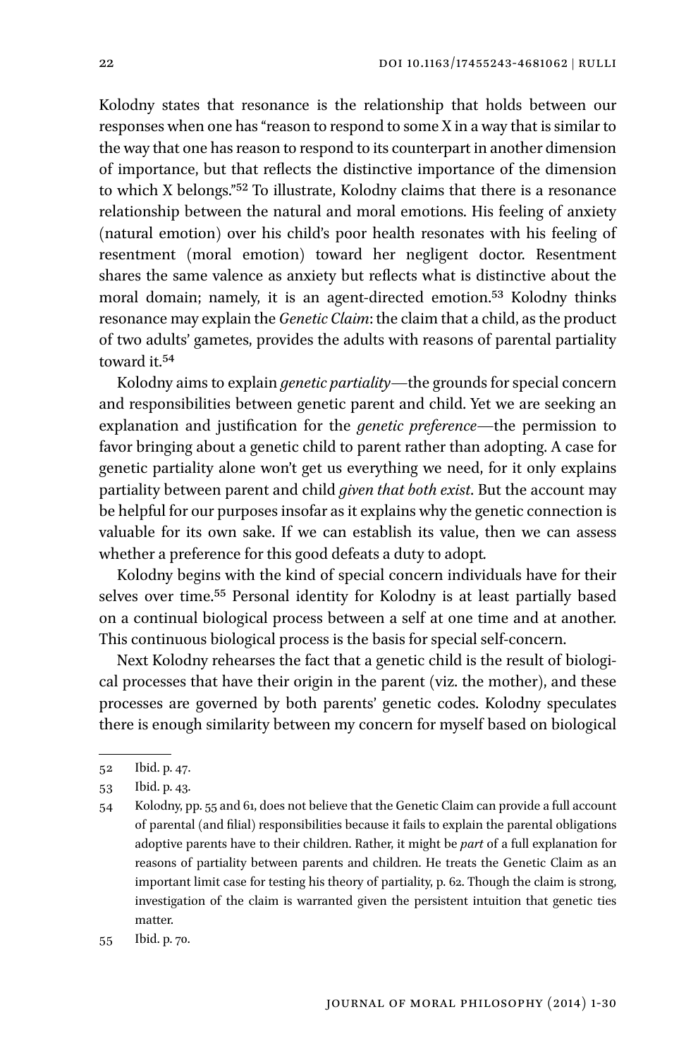Kolodny states that resonance is the relationship that holds between our responses when one has "reason to respond to some X in a way that is similar to the way that one has reason to respond to its counterpart in another dimension of importance, but that reflects the distinctive importance of the dimension to which X belongs."[52] To illustrate, Kolodny claims that there is a resonance relationship between the natural and moral emotions. His feeling of anxiety (natural emotion) over his child's poor health resonates with his feeling of resentment (moral emotion) toward her negligent doctor. Resentment shares the same valence as anxiety but reflects what is distinctive about the moral domain; namely, it is an agent-directed emotion.[53] Kolodny thinks resonance may explain the *Genetic Claim*: the claim that a child, as the product of two adults' gametes, provides the adults with reasons of parental partiality toward it.[54]

Kolodny aims to explain *genetic partiality*—the grounds for special concern and responsibilities between genetic parent and child. Yet we are seeking an explanation and justification for the *genetic preference*—the permission to favor bringing about a genetic child to parent rather than adopting. A case for genetic partiality alone won't get us everything we need, for it only explains partiality between parent and child *given that both exist*. But the account may be helpful for our purposes insofar as it explains why the genetic connection is valuable for its own sake. If we can establish its value, then we can assess whether a preference for this good defeats a duty to adopt.

Kolodny begins with the kind of special concern individuals have for their selves over time.[55] Personal identity for Kolodny is at least partially based on a continual biological process between a self at one time and at another. This continuous biological process is the basis for special self-concern.

Next Kolodny rehearses the fact that a genetic child is the result of biological processes that have their origin in the parent (viz. the mother), and these processes are governed by both parents' genetic codes. Kolodny speculates there is enough similarity between my concern for myself based on biological

52 Ibid. p. 47.

53 Ibid. p. 43.

54 Kolodny, pp. 55 and 61, does not believe that the Genetic Claim can provide a full account of parental (and filial) responsibilities because it fails to explain the parental obligations adoptive parents have to their children. Rather, it might be *part* of a full explanation for reasons of partiality between parents and children. He treats the Genetic Claim as an important limit case for testing his theory of partiality, p. 62. Though the claim is strong, investigation of the claim is warranted given the persistent intuition that genetic ties matter.

55 Ibid. p. 70.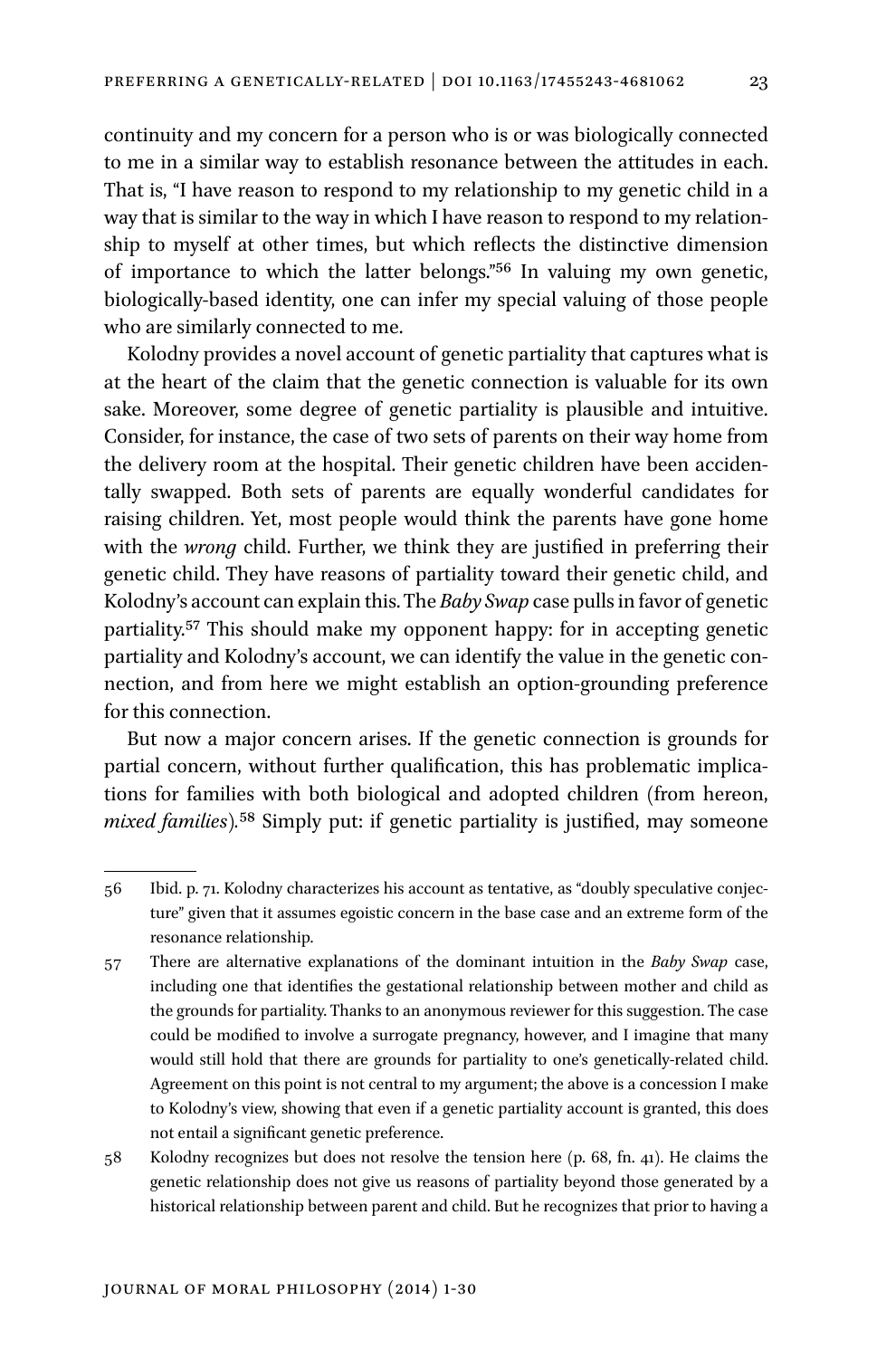continuity and my concern for a person who is or was biologically connected to me in a similar way to establish resonance between the attitudes in each. That is, "I have reason to respond to my relationship to my genetic child in a way that is similar to the way in which I have reason to respond to my relationship to myself at other times, but which reflects the distinctive dimension of importance to which the latter belongs."[56] In valuing my own genetic, biologically-based identity, one can infer my special valuing of those people who are similarly connected to me.

Kolodny provides a novel account of genetic partiality that captures what is at the heart of the claim that the genetic connection is valuable for its own sake. Moreover, some degree of genetic partiality is plausible and intuitive. Consider, for instance, the case of two sets of parents on their way home from the delivery room at the hospital. Their genetic children have been accidentally swapped. Both sets of parents are equally wonderful candidates for raising children. Yet, most people would think the parents have gone home with the *wrong* child. Further, we think they are justified in preferring their genetic child. They have reasons of partiality toward their genetic child, and Kolodny's account can explain this. The *Baby Swap* case pulls in favor of genetic partiality.[57] This should make my opponent happy: for in accepting genetic partiality and Kolodny's account, we can identify the value in the genetic connection, and from here we might establish an option-grounding preference for this connection.

But now a major concern arises. If the genetic connection is grounds for partial concern, without further qualification, this has problematic implications for families with both biological and adopted children (from hereon, *mixed families*).[58] Simply put: if genetic partiality is justified, may someone

---

56 Ibid. p. 71. Kolodny characterizes his account as tentative, as "doubly speculative conjecture" given that it assumes egoistic concern in the base case and an extreme form of the resonance relationship.

57 There are alternative explanations of the dominant intuition in the *Baby Swap* case, including one that identifies the gestational relationship between mother and child as the grounds for partiality. Thanks to an anonymous reviewer for this suggestion. The case could be modified to involve a surrogate pregnancy, however, and I imagine that many would still hold that there are grounds for partiality to one's genetically-related child. Agreement on this point is not central to my argument; the above is a concession I make to Kolodny's view, showing that even if a genetic partiality account is granted, this does not entail a significant genetic preference.

58 Kolodny recognizes but does not resolve the tension here (p. 68, fn. 41). He claims the genetic relationship does not give us reasons of partiality beyond those generated by a historical relationship between parent and child. But he recognizes that prior to having a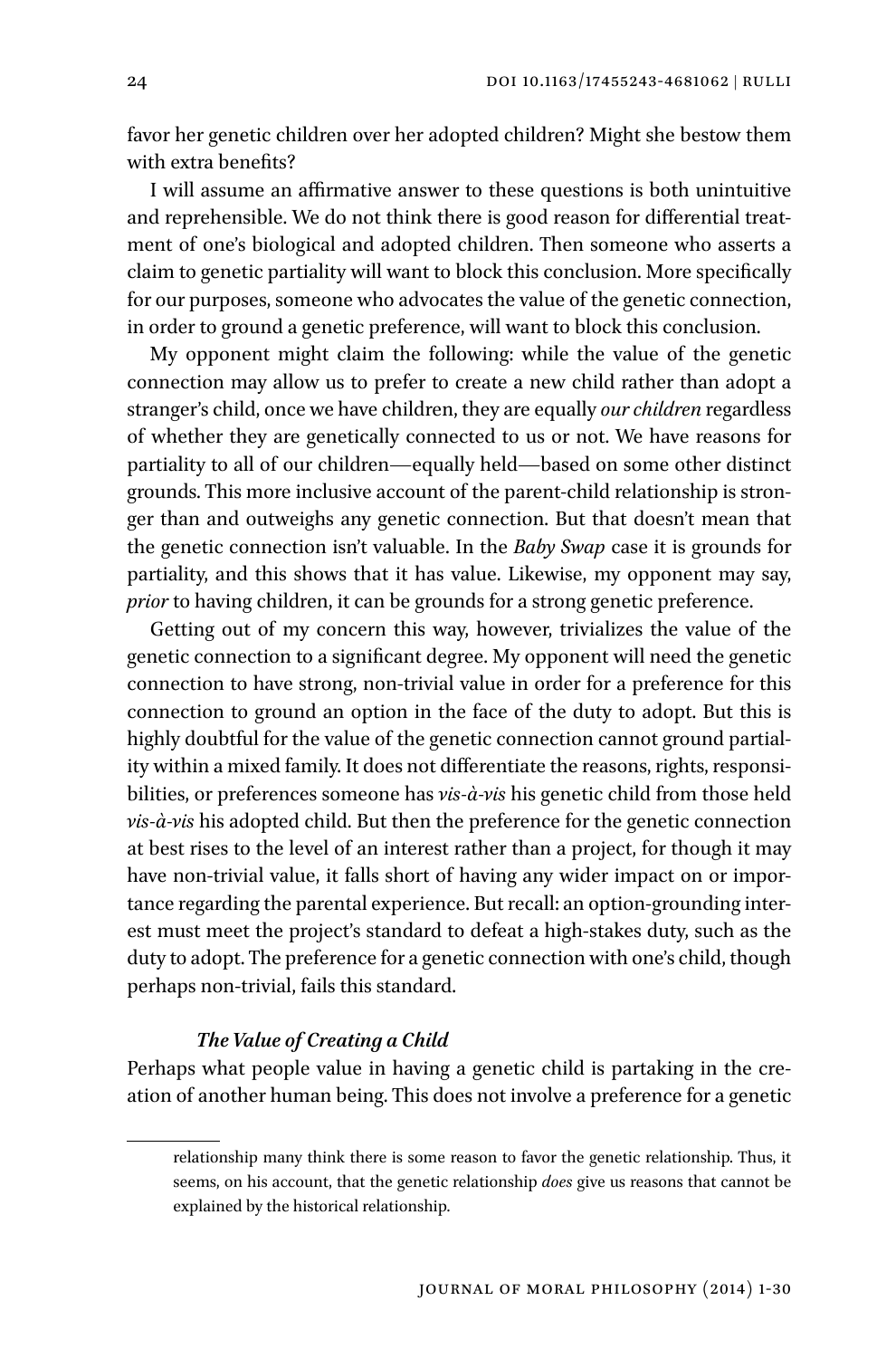favor her genetic children over her adopted children? Might she bestow them with extra benefits?

I will assume an affirmative answer to these questions is both unintuitive and reprehensible. We do not think there is good reason for differential treatment of one's biological and adopted children. Then someone who asserts a claim to genetic partiality will want to block this conclusion. More specifically for our purposes, someone who advocates the value of the genetic connection, in order to ground a genetic preference, will want to block this conclusion.

My opponent might claim the following: while the value of the genetic connection may allow us to prefer to create a new child rather than adopt a stranger's child, once we have children, they are equally *our children* regardless of whether they are genetically connected to us or not. We have reasons for partiality to all of our children—equally held—based on some other distinct grounds. This more inclusive account of the parent-child relationship is stronger than and outweighs any genetic connection. But that doesn't mean that the genetic connection isn't valuable. In the *Baby Swap* case it is grounds for partiality, and this shows that it has value. Likewise, my opponent may say, *prior* to having children, it can be grounds for a strong genetic preference.

Getting out of my concern this way, however, trivializes the value of the genetic connection to a significant degree. My opponent will need the genetic connection to have strong, non-trivial value in order for a preference for this connection to ground an option in the face of the duty to adopt. But this is highly doubtful for the value of the genetic connection cannot ground partiality within a mixed family. It does not differentiate the reasons, rights, responsibilities, or preferences someone has *vis-à-vis* his genetic child from those held *vis-à-vis* his adopted child. But then the preference for the genetic connection at best rises to the level of an interest rather than a project, for though it may have non-trivial value, it falls short of having any wider impact on or importance regarding the parental experience. But recall: an option-grounding interest must meet the project's standard to defeat a high-stakes duty, such as the duty to adopt. The preference for a genetic connection with one's child, though perhaps non-trivial, fails this standard.

### *The Value of Creating a Child*

Perhaps what people value in having a genetic child is partaking in the creation of another human being. This does not involve a preference for a genetic

---

relationship many think there is some reason to favor the genetic relationship. Thus, it seems, on his account, that the genetic relationship *does* give us reasons that cannot be explained by the historical relationship.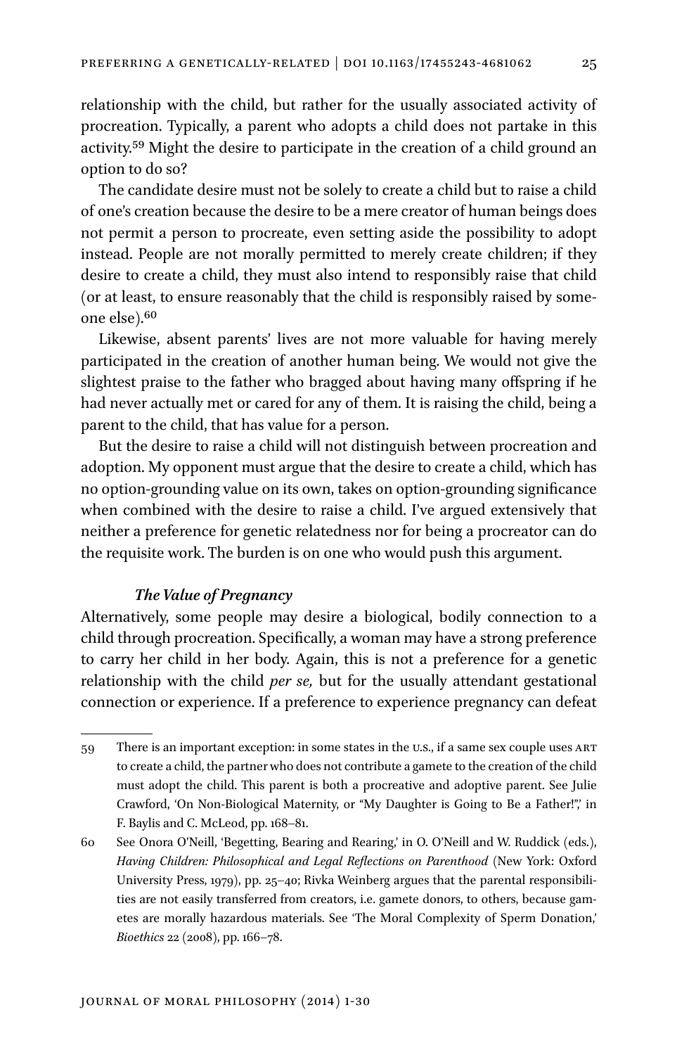relationship with the child, but rather for the usually associated activity of procreation. Typically, a parent who adopts a child does not partake in this activity.[59] Might the desire to participate in the creation of a child ground an option to do so?

The candidate desire must not be solely to create a child but to raise a child of one's creation because the desire to be a mere creator of human beings does not permit a person to procreate, even setting aside the possibility to adopt instead. People are not morally permitted to merely create children; if they desire to create a child, they must also intend to responsibly raise that child (or at least, to ensure reasonably that the child is responsibly raised by someone else).[60]

Likewise, absent parents' lives are not more valuable for having merely participated in the creation of another human being. We would not give the slightest praise to the father who bragged about having many offspring if he had never actually met or cared for any of them. It is raising the child, being a parent to the child, that has value for a person.

But the desire to raise a child will not distinguish between procreation and adoption. My opponent must argue that the desire to create a child, which has no option-grounding value on its own, takes on option-grounding significance when combined with the desire to raise a child. I've argued extensively that neither a preference for genetic relatedness nor for being a procreator can do the requisite work. The burden is on one who would push this argument.

### *The Value of Pregnancy*

Alternatively, some people may desire a biological, bodily connection to a child through procreation. Specifically, a woman may have a strong preference to carry her child in her body. Again, this is not a preference for a genetic relationship with the child *per se,* but for the usually attendant gestational connection or experience. If a preference to experience pregnancy can defeat

---

59 There is an important exception: in some states in the U.S., if a same sex couple uses ART to create a child, the partner who does not contribute a gamete to the creation of the child must adopt the child. This parent is both a procreative and adoptive parent. See Julie Crawford, 'On Non-Biological Maternity, or "My Daughter is Going to Be a Father!",' in F. Baylis and C. McLeod, pp. 168–81.

60 See Onora O'Neill, 'Begetting, Bearing and Rearing,' in O. O'Neill and W. Ruddick (eds.), *Having Children: Philosophical and Legal Reflections on Parenthood* (New York: Oxford University Press, 1979), pp. 25–40; Rivka Weinberg argues that the parental responsibilities are not easily transferred from creators, i.e. gamete donors, to others, because gametes are morally hazardous materials. See 'The Moral Complexity of Sperm Donation,' *Bioethics* 22 (2008), pp. 166–78.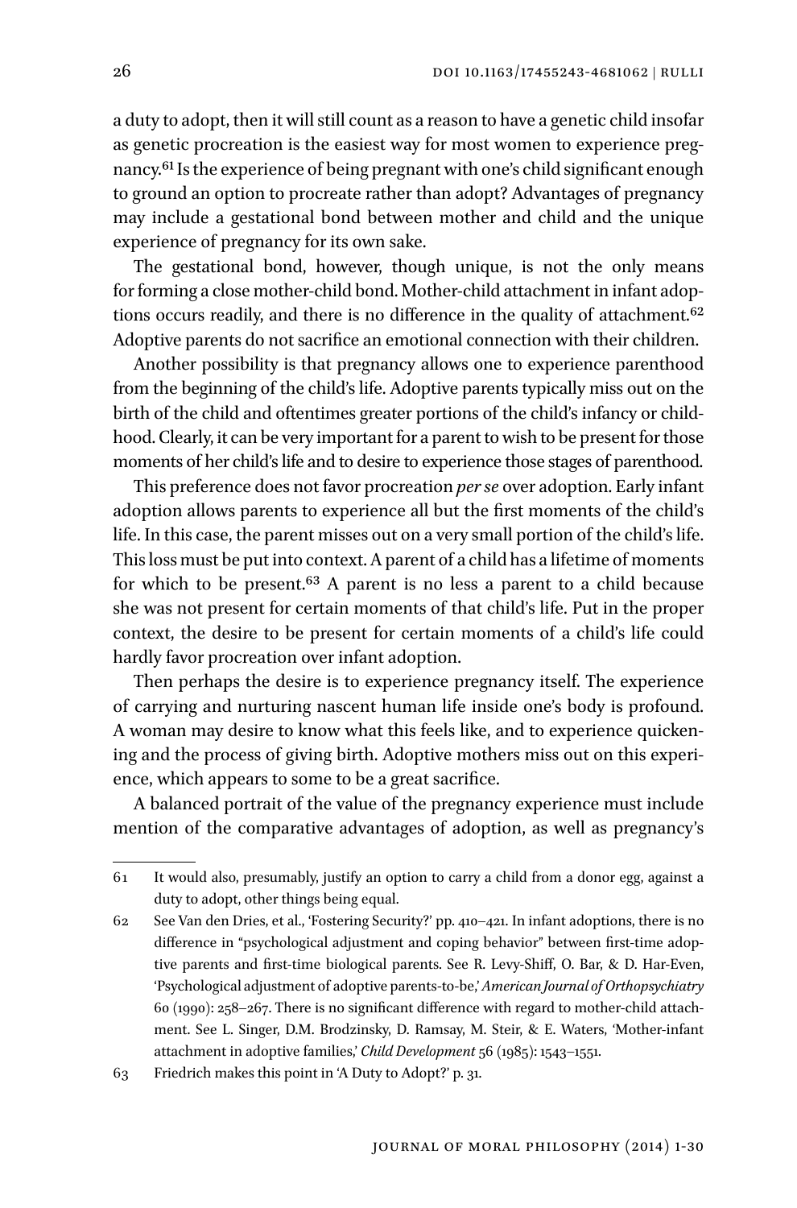a duty to adopt, then it will still count as a reason to have a genetic child insofar as genetic procreation is the easiest way for most women to experience pregnancy.[61] Is the experience of being pregnant with one's child significant enough to ground an option to procreate rather than adopt? Advantages of pregnancy may include a gestational bond between mother and child and the unique experience of pregnancy for its own sake.

The gestational bond, however, though unique, is not the only means for forming a close mother-child bond. Mother-child attachment in infant adoptions occurs readily, and there is no difference in the quality of attachment.[62] Adoptive parents do not sacrifice an emotional connection with their children.

Another possibility is that pregnancy allows one to experience parenthood from the beginning of the child's life. Adoptive parents typically miss out on the birth of the child and oftentimes greater portions of the child's infancy or childhood. Clearly, it can be very important for a parent to wish to be present for those moments of her child's life and to desire to experience those stages of parenthood.

This preference does not favor procreation *per se* over adoption. Early infant adoption allows parents to experience all but the first moments of the child's life. In this case, the parent misses out on a very small portion of the child's life. This loss must be put into context. A parent of a child has a lifetime of moments for which to be present.[63] A parent is no less a parent to a child because she was not present for certain moments of that child's life. Put in the proper context, the desire to be present for certain moments of a child's life could hardly favor procreation over infant adoption.

Then perhaps the desire is to experience pregnancy itself. The experience of carrying and nurturing nascent human life inside one's body is profound. A woman may desire to know what this feels like, and to experience quickening and the process of giving birth. Adoptive mothers miss out on this experience, which appears to some to be a great sacrifice.

A balanced portrait of the value of the pregnancy experience must include mention of the comparative advantages of adoption, as well as pregnancy's

---

61 It would also, presumably, justify an option to carry a child from a donor egg, against a duty to adopt, other things being equal.

62 See Van den Dries, et al., 'Fostering Security?' pp. 410–421. In infant adoptions, there is no difference in "psychological adjustment and coping behavior" between first-time adoptive parents and first-time biological parents. See R. Levy-Shiff, O. Bar, & D. Har-Even, 'Psychological adjustment of adoptive parents-to-be,' *American Journal of Orthopsychiatry* 60 (1990): 258–267. There is no significant difference with regard to mother-child attachment. See L. Singer, D.M. Brodzinsky, D. Ramsay, M. Steir, & E. Waters, 'Mother-infant attachment in adoptive families,' *Child Development* 56 (1985): 1543–1551.

63 Friedrich makes this point in 'A Duty to Adopt?' p. 31.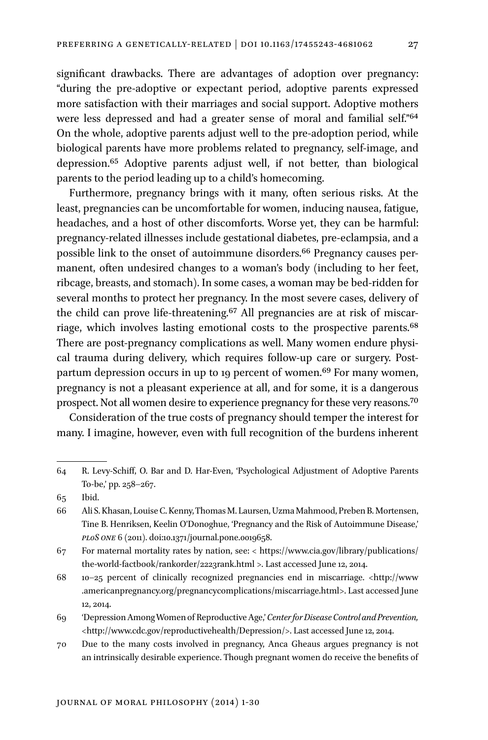significant drawbacks. There are advantages of adoption over pregnancy: "during the pre-adoptive or expectant period, adoptive parents expressed more satisfaction with their marriages and social support. Adoptive mothers were less depressed and had a greater sense of moral and familial self."[64] On the whole, adoptive parents adjust well to the pre-adoption period, while biological parents have more problems related to pregnancy, self-image, and depression.[65] Adoptive parents adjust well, if not better, than biological parents to the period leading up to a child's homecoming.

Furthermore, pregnancy brings with it many, often serious risks. At the least, pregnancies can be uncomfortable for women, inducing nausea, fatigue, headaches, and a host of other discomforts. Worse yet, they can be harmful: pregnancy-related illnesses include gestational diabetes, pre-eclampsia, and a possible link to the onset of autoimmune disorders.[66] Pregnancy causes permanent, often undesired changes to a woman's body (including to her feet, ribcage, breasts, and stomach). In some cases, a woman may be bed-ridden for several months to protect her pregnancy. In the most severe cases, delivery of the child can prove life-threatening.[67] All pregnancies are at risk of miscarriage, which involves lasting emotional costs to the prospective parents.[68] There are post-pregnancy complications as well. Many women endure physical trauma during delivery, which requires follow-up care or surgery. Postpartum depression occurs in up to 19 percent of women.[69] For many women, pregnancy is not a pleasant experience at all, and for some, it is a dangerous prospect. Not all women desire to experience pregnancy for these very reasons.[70]

Consideration of the true costs of pregnancy should temper the interest for many. I imagine, however, even with full recognition of the burdens inherent

---

64 R. Levy-Schiff, O. Bar and D. Har-Even, 'Psychological Adjustment of Adoptive Parents To-be,' pp. 258–267.

65 Ibid.

66 Ali S. Khasan, Louise C. Kenny, Thomas M. Laursen, Uzma Mahmood, Preben B. Mortensen, Tine B. Henriksen, Keelin O'Donoghue, 'Pregnancy and the Risk of Autoimmune Disease,' *PLoS ONE* 6 (2011). doi:10.1371/journal.pone.0019658.

67 For maternal mortality rates by nation, see: < https://www.cia.gov/library/publications/the-world-factbook/rankorder/2223rank.html >. Last accessed June 12, 2014.

68 10–25 percent of clinically recognized pregnancies end in miscarriage. <http://www.americanpregnancy.org/pregnancycomplications/miscarriage.html>. Last accessed June 12, 2014.

69 'Depression Among Women of Reproductive Age,' *Center for Disease Control and Prevention,* <http://www.cdc.gov/reproductivehealth/Depression/>. Last accessed June 12, 2014.

70 Due to the many costs involved in pregnancy, Anca Gheaus argues pregnancy is not an intrinsically desirable experience. Though pregnant women do receive the benefits of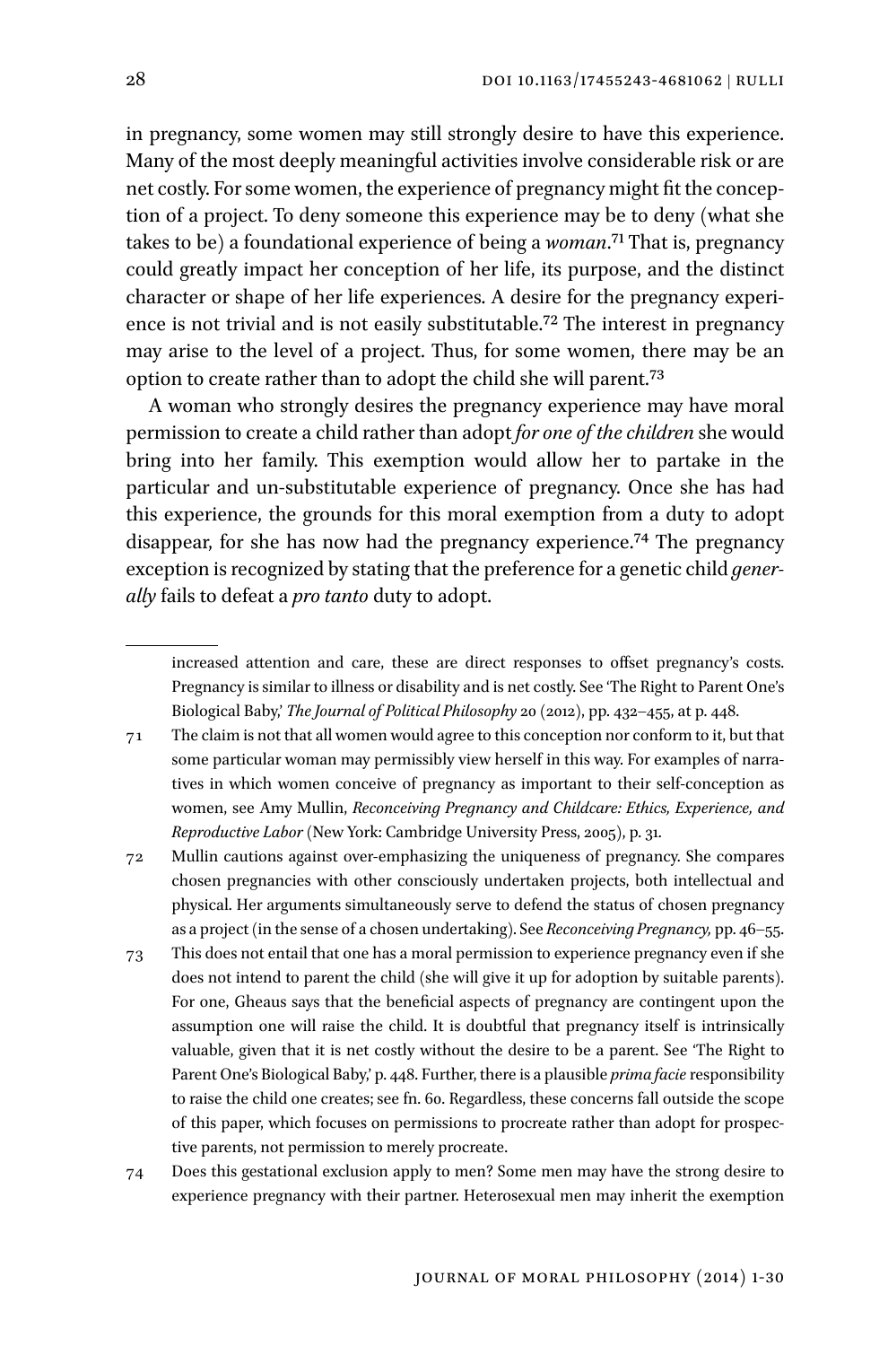in pregnancy, some women may still strongly desire to have this experience. Many of the most deeply meaningful activities involve considerable risk or are net costly. For some women, the experience of pregnancy might fit the conception of a project. To deny someone this experience may be to deny (what she takes to be) a foundational experience of being a *woman*.[71] That is, pregnancy could greatly impact her conception of her life, its purpose, and the distinct character or shape of her life experiences. A desire for the pregnancy experience is not trivial and is not easily substitutable.[72] The interest in pregnancy may arise to the level of a project. Thus, for some women, there may be an option to create rather than to adopt the child she will parent.[73]

A woman who strongly desires the pregnancy experience may have moral permission to create a child rather than adopt *for one of the children* she would bring into her family. This exemption would allow her to partake in the particular and un-substitutable experience of pregnancy. Once she has had this experience, the grounds for this moral exemption from a duty to adopt disappear, for she has now had the pregnancy experience.[74] The pregnancy exception is recognized by stating that the preference for a genetic child *generally* fails to defeat a *pro tanto* duty to adopt.

---

increased attention and care, these are direct responses to offset pregnancy's costs. Pregnancy is similar to illness or disability and is net costly. See 'The Right to Parent One's Biological Baby,' *The Journal of Political Philosophy* 20 (2012), pp. 432–455, at p. 448.

71 The claim is not that all women would agree to this conception nor conform to it, but that some particular woman may permissibly view herself in this way. For examples of narratives in which women conceive of pregnancy as important to their self-conception as women, see Amy Mullin, *Reconceiving Pregnancy and Childcare: Ethics, Experience, and Reproductive Labor* (New York: Cambridge University Press, 2005), p. 31.

72 Mullin cautions against over-emphasizing the uniqueness of pregnancy. She compares chosen pregnancies with other consciously undertaken projects, both intellectual and physical. Her arguments simultaneously serve to defend the status of chosen pregnancy as a project (in the sense of a chosen undertaking). See *Reconceiving Pregnancy,* pp. 46–55.

73 This does not entail that one has a moral permission to experience pregnancy even if she does not intend to parent the child (she will give it up for adoption by suitable parents). For one, Gheaus says that the beneficial aspects of pregnancy are contingent upon the assumption one will raise the child. It is doubtful that pregnancy itself is intrinsically valuable, given that it is net costly without the desire to be a parent. See 'The Right to Parent One's Biological Baby,' p. 448. Further, there is a plausible *prima facie* responsibility to raise the child one creates; see fn. 60. Regardless, these concerns fall outside the scope of this paper, which focuses on permissions to procreate rather than adopt for prospective parents, not permission to merely procreate.

74 Does this gestational exclusion apply to men? Some men may have the strong desire to experience pregnancy with their partner. Heterosexual men may inherit the exemption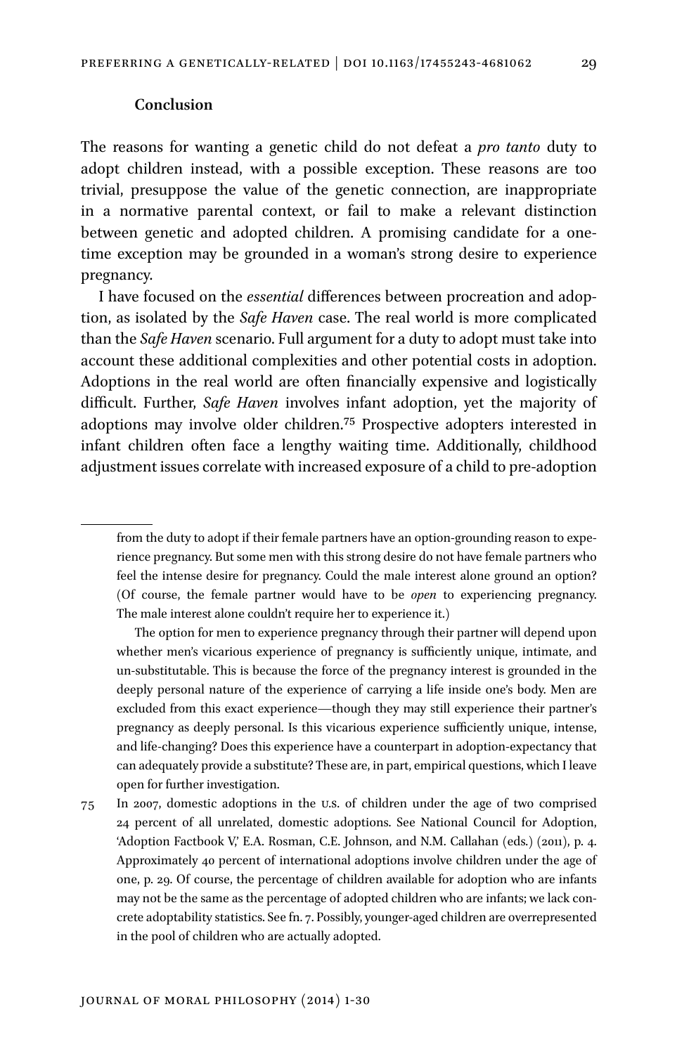### Conclusion

The reasons for wanting a genetic child do not defeat a *pro tanto* duty to adopt children instead, with a possible exception. These reasons are too trivial, presuppose the value of the genetic connection, are inappropriate in a normative parental context, or fail to make a relevant distinction between genetic and adopted children. A promising candidate for a one-time exception may be grounded in a woman's strong desire to experience pregnancy.

I have focused on the *essential* differences between procreation and adoption, as isolated by the *Safe Haven* case. The real world is more complicated than the *Safe Haven* scenario. Full argument for a duty to adopt must take into account these additional complexities and other potential costs in adoption. Adoptions in the real world are often financially expensive and logistically difficult. Further, *Safe Haven* involves infant adoption, yet the majority of adoptions may involve older children.[75] Prospective adopters interested in infant children often face a lengthy waiting time. Additionally, childhood adjustment issues correlate with increased exposure of a child to pre-adoption

---

from the duty to adopt if their female partners have an option-grounding reason to experience pregnancy. But some men with this strong desire do not have female partners who feel the intense desire for pregnancy. Could the male interest alone ground an option? (Of course, the female partner would have to be *open* to experiencing pregnancy. The male interest alone couldn't require her to experience it.)

The option for men to experience pregnancy through their partner will depend upon whether men's vicarious experience of pregnancy is sufficiently unique, intimate, and un-substitutable. This is because the force of the pregnancy interest is grounded in the deeply personal nature of the experience of carrying a life inside one's body. Men are excluded from this exact experience—though they may still experience their partner's pregnancy as deeply personal. Is this vicarious experience sufficiently unique, intense, and life-changing? Does this experience have a counterpart in adoption-expectancy that can adequately provide a substitute? These are, in part, empirical questions, which I leave open for further investigation.

75 In 2007, domestic adoptions in the U.S. of children under the age of two comprised 24 percent of all unrelated, domestic adoptions. See National Council for Adoption, 'Adoption Factbook V,' E.A. Rosman, C.E. Johnson, and N.M. Callahan (eds.) (2011), p. 4. Approximately 40 percent of international adoptions involve children under the age of one, p. 29. Of course, the percentage of children available for adoption who are infants may not be the same as the percentage of adopted children who are infants; we lack concrete adoptability statistics. See fn. 7. Possibly, younger-aged children are overrepresented in the pool of children who are actually adopted.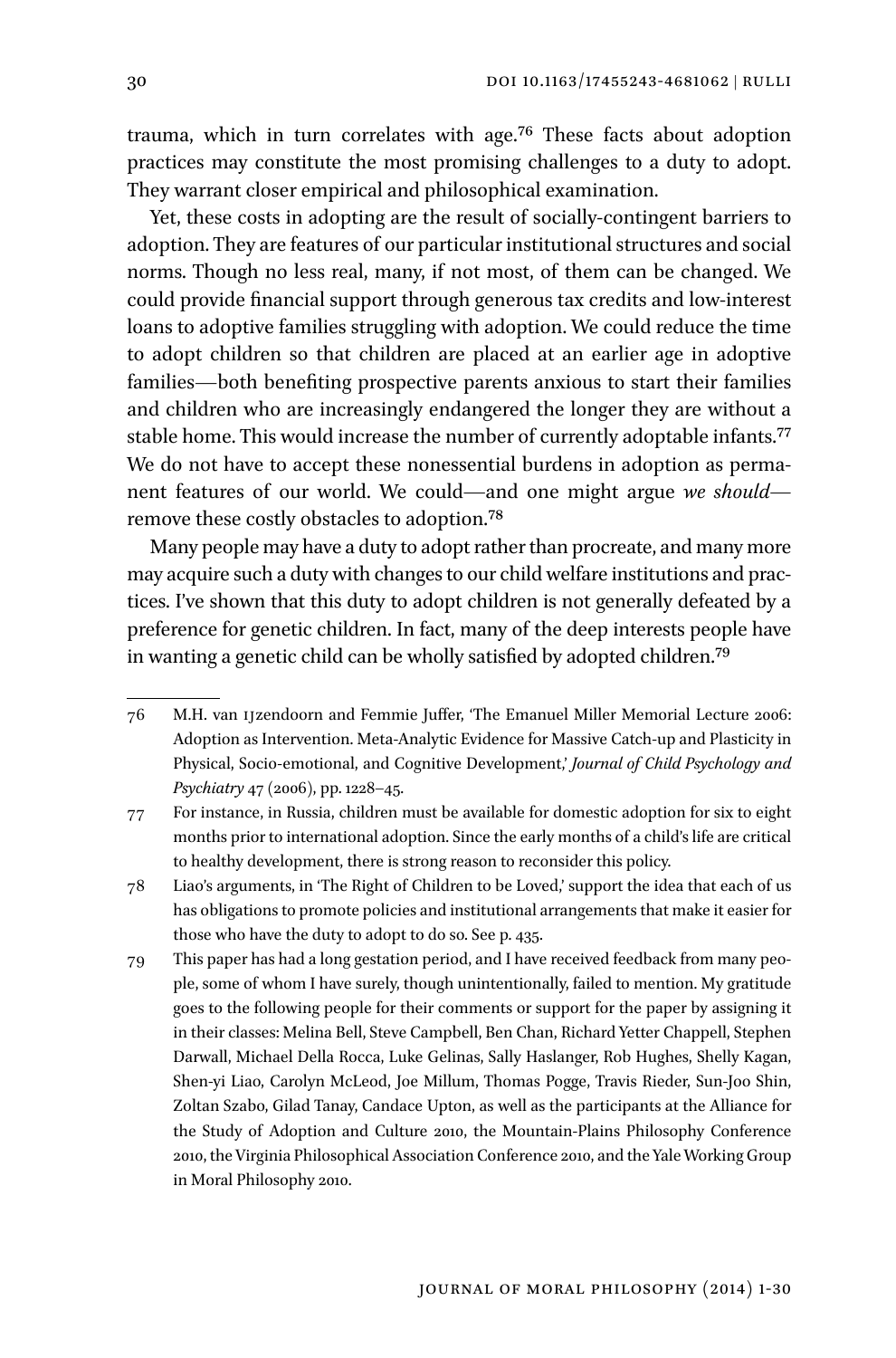trauma, which in turn correlates with age.[76] These facts about adoption practices may constitute the most promising challenges to a duty to adopt. They warrant closer empirical and philosophical examination.

Yet, these costs in adopting are the result of socially-contingent barriers to adoption. They are features of our particular institutional structures and social norms. Though no less real, many, if not most, of them can be changed. We could provide financial support through generous tax credits and low-interest loans to adoptive families struggling with adoption. We could reduce the time to adopt children so that children are placed at an earlier age in adoptive families—both benefiting prospective parents anxious to start their families and children who are increasingly endangered the longer they are without a stable home. This would increase the number of currently adoptable infants.[77] We do not have to accept these nonessential burdens in adoption as permanent features of our world. We could—and one might argue *we should*—remove these costly obstacles to adoption.[78]

Many people may have a duty to adopt rather than procreate, and many more may acquire such a duty with changes to our child welfare institutions and practices. I've shown that this duty to adopt children is not generally defeated by a preference for genetic children. In fact, many of the deep interests people have in wanting a genetic child can be wholly satisfied by adopted children.[79]

---

76 M.H. van IJzendoorn and Femmie Juffer, 'The Emanuel Miller Memorial Lecture 2006: Adoption as Intervention. Meta-Analytic Evidence for Massive Catch-up and Plasticity in Physical, Socio-emotional, and Cognitive Development,' *Journal of Child Psychology and Psychiatry* 47 (2006), pp. 1228–45.

77 For instance, in Russia, children must be available for domestic adoption for six to eight months prior to international adoption. Since the early months of a child's life are critical to healthy development, there is strong reason to reconsider this policy.

78 Liao's arguments, in 'The Right of Children to be Loved,' support the idea that each of us has obligations to promote policies and institutional arrangements that make it easier for those who have the duty to adopt to do so. See p. 435.

79 This paper has had a long gestation period, and I have received feedback from many people, some of whom I have surely, though unintentionally, failed to mention. My gratitude goes to the following people for their comments or support for the paper by assigning it in their classes: Melina Bell, Steve Campbell, Ben Chan, Richard Yetter Chappell, Stephen Darwall, Michael Della Rocca, Luke Gelinas, Sally Haslanger, Rob Hughes, Shelly Kagan, Shen-yi Liao, Carolyn McLeod, Joe Millum, Thomas Pogge, Travis Rieder, Sun-Joo Shin, Zoltan Szabo, Gilad Tanay, Candace Upton, as well as the participants at the Alliance for the Study of Adoption and Culture 2010, the Mountain-Plains Philosophy Conference 2010, the Virginia Philosophical Association Conference 2010, and the Yale Working Group in Moral Philosophy 2010.